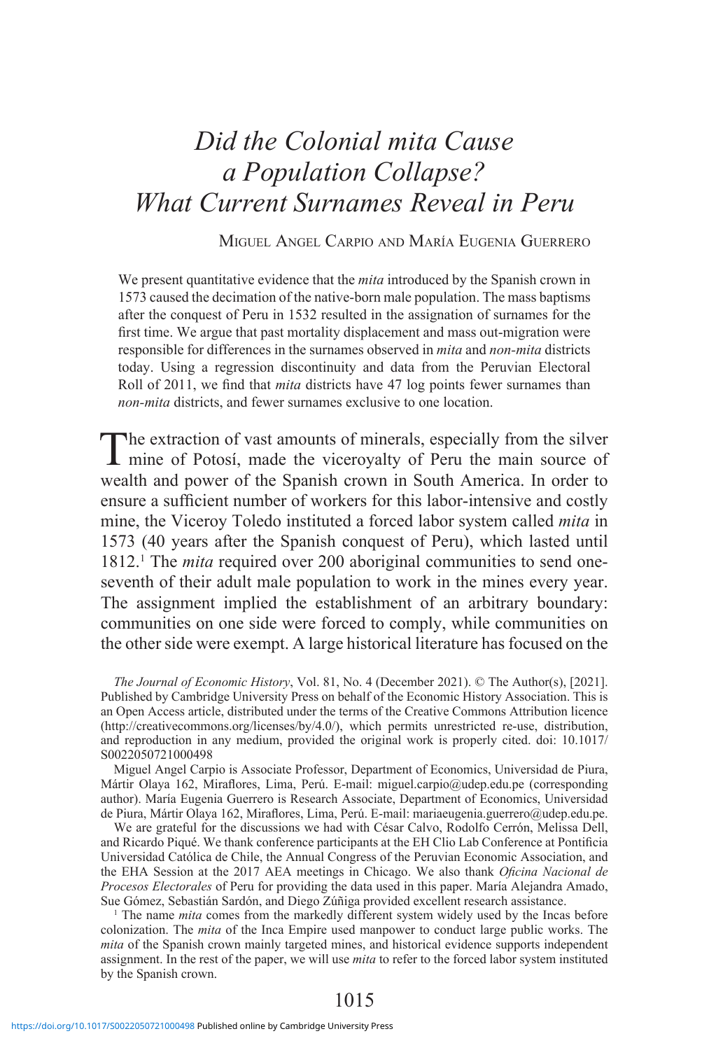# *Did the Colonial mita Cause a Population Collapse? What Current Surnames Reveal in Peru*

MIGUEL ANGEL CARPIO AND MARÍA EUGENIA GUERRERO

We present quantitative evidence that the *mita* introduced by the Spanish crown in 1573 caused the decimation of the native-born male population. The mass baptisms after the conquest of Peru in 1532 resulted in the assignation of surnames for the first time. We argue that past mortality displacement and mass out-migration were responsible for differences in the surnames observed in *mita* and *non-mita* districts today. Using a regression discontinuity and data from the Peruvian Electoral Roll of 2011, we find that *mita* districts have 47 log points fewer surnames than *non-mita* districts, and fewer surnames exclusive to one location.

The extraction of vast amounts of minerals, especially from the silver mine of Potosí, made the viceroyalty of Peru the main source of wealth and power of the Spanish crown in South America. In order to ensure a sufficient number of workers for this labor-intensive and costly mine, the Viceroy Toledo instituted a forced labor system called *mita* in 1573 (40 years after the Spanish conquest of Peru), which lasted until 1812.[1] The *mita* required over 200 aboriginal communities to send one-seventh of their adult male population to work in the mines every year. The assignment implied the establishment of an arbitrary boundary: communities on one side were forced to comply, while communities on the other side were exempt. A large historical literature has focused on the

*The Journal of Economic History*, Vol. 81, No. 4 (December 2021). © The Author(s), [2021]. Published by Cambridge University Press on behalf of the Economic History Association. This is an Open Access article, distributed under the terms of the Creative Commons Attribution licence (http://creativecommons.org/licenses/by/4.0/), which permits unrestricted re-use, distribution, and reproduction in any medium, provided the original work is properly cited. doi: 10.1017/S0022050721000498

Miguel Angel Carpio is Associate Professor, Department of Economics, Universidad de Piura, Mártir Olaya 162, Miraflores, Lima, Perú. E-mail: miguel.carpio@udep.edu.pe (corresponding author). María Eugenia Guerrero is Research Associate, Department of Economics, Universidad de Piura, Mártir Olaya 162, Miraflores, Lima, Perú. E-mail: mariaeugenia.guerrero@udep.edu.pe.

We are grateful for the discussions we had with César Calvo, Rodolfo Cerrón, Melissa Dell, and Ricardo Piqué. We thank conference participants at the EH Clio Lab Conference at Pontificia Universidad Católica de Chile, the Annual Congress of the Peruvian Economic Association, and the EHA Session at the 2017 AEA meetings in Chicago. We also thank *Oficina Nacional de Procesos Electorales* of Peru for providing the data used in this paper. María Alejandra Amado, Sue Gómez, Sebastián Sardón, and Diego Zúñiga provided excellent research assistance.

[1] The name *mita* comes from the markedly different system widely used by the Incas before colonization. The *mita* of the Inca Empire used manpower to conduct large public works. The *mita* of the Spanish crown mainly targeted mines, and historical evidence supports independent assignment. In the rest of the paper, we will use *mita* to refer to the forced labor system instituted by the Spanish crown.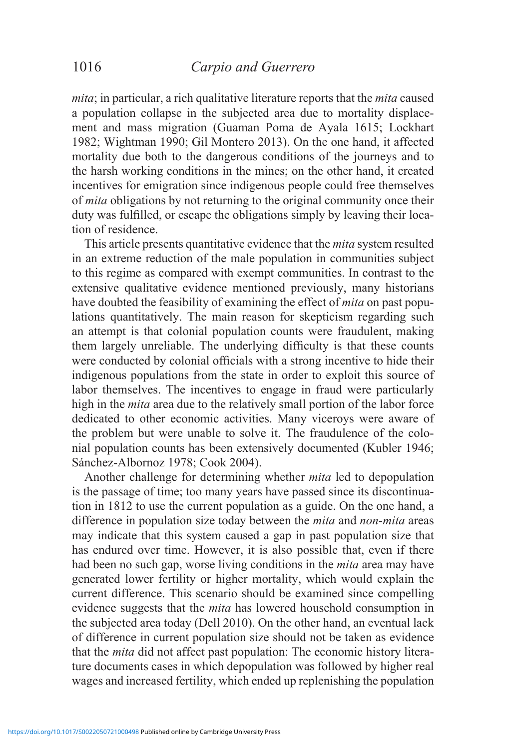*mita*; in particular, a rich qualitative literature reports that the *mita* caused a population collapse in the subjected area due to mortality displacement and mass migration (Guaman Poma de Ayala 1615; Lockhart 1982; Wightman 1990; Gil Montero 2013). On the one hand, it affected mortality due both to the dangerous conditions of the journeys and to the harsh working conditions in the mines; on the other hand, it created incentives for emigration since indigenous people could free themselves of *mita* obligations by not returning to the original community once their duty was fulfilled, or escape the obligations simply by leaving their location of residence.

This article presents quantitative evidence that the *mita* system resulted in an extreme reduction of the male population in communities subject to this regime as compared with exempt communities. In contrast to the extensive qualitative evidence mentioned previously, many historians have doubted the feasibility of examining the effect of *mita* on past populations quantitatively. The main reason for skepticism regarding such an attempt is that colonial population counts were fraudulent, making them largely unreliable. The underlying difficulty is that these counts were conducted by colonial officials with a strong incentive to hide their indigenous populations from the state in order to exploit this source of labor themselves. The incentives to engage in fraud were particularly high in the *mita* area due to the relatively small portion of the labor force dedicated to other economic activities. Many viceroys were aware of the problem but were unable to solve it. The fraudulence of the colonial population counts has been extensively documented (Kubler 1946; Sánchez-Albornoz 1978; Cook 2004).

Another challenge for determining whether *mita* led to depopulation is the passage of time; too many years have passed since its discontinuation in 1812 to use the current population as a guide. On the one hand, a difference in population size today between the *mita* and *non-mita* areas may indicate that this system caused a gap in past population size that has endured over time. However, it is also possible that, even if there had been no such gap, worse living conditions in the *mita* area may have generated lower fertility or higher mortality, which would explain the current difference. This scenario should be examined since compelling evidence suggests that the *mita* has lowered household consumption in the subjected area today (Dell 2010). On the other hand, an eventual lack of difference in current population size should not be taken as evidence that the *mita* did not affect past population: The economic history literature documents cases in which depopulation was followed by higher real wages and increased fertility, which ended up replenishing the population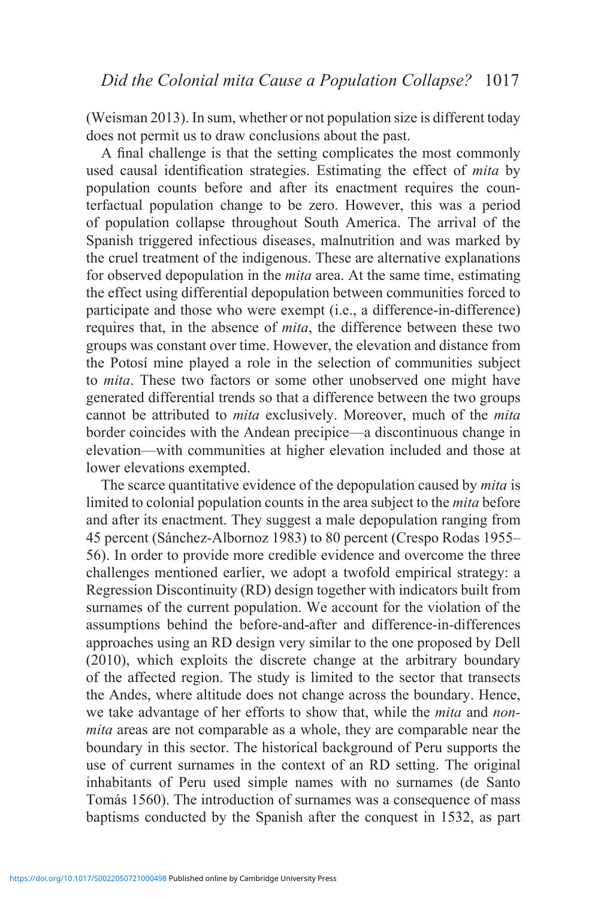(Weisman 2013). In sum, whether or not population size is different today does not permit us to draw conclusions about the past.

A final challenge is that the setting complicates the most commonly used causal identification strategies. Estimating the effect of *mita* by population counts before and after its enactment requires the counterfactual population change to be zero. However, this was a period of population collapse throughout South America. The arrival of the Spanish triggered infectious diseases, malnutrition and was marked by the cruel treatment of the indigenous. These are alternative explanations for observed depopulation in the *mita* area. At the same time, estimating the effect using differential depopulation between communities forced to participate and those who were exempt (i.e., a difference-in-difference) requires that, in the absence of *mita*, the difference between these two groups was constant over time. However, the elevation and distance from the Potosí mine played a role in the selection of communities subject to *mita*. These two factors or some other unobserved one might have generated differential trends so that a difference between the two groups cannot be attributed to *mita* exclusively. Moreover, much of the *mita* border coincides with the Andean precipice—a discontinuous change in elevation—with communities at higher elevation included and those at lower elevations exempted.

The scarce quantitative evidence of the depopulation caused by *mita* is limited to colonial population counts in the area subject to the *mita* before and after its enactment. They suggest a male depopulation ranging from 45 percent (Sánchez-Albornoz 1983) to 80 percent (Crespo Rodas 1955–56). In order to provide more credible evidence and overcome the three challenges mentioned earlier, we adopt a twofold empirical strategy: a Regression Discontinuity (RD) design together with indicators built from surnames of the current population. We account for the violation of the assumptions behind the before-and-after and difference-in-differences approaches using an RD design very similar to the one proposed by Dell (2010), which exploits the discrete change at the arbitrary boundary of the affected region. The study is limited to the sector that transects the Andes, where altitude does not change across the boundary. Hence, we take advantage of her efforts to show that, while the *mita* and *non-mita* areas are not comparable as a whole, they are comparable near the boundary in this sector. The historical background of Peru supports the use of current surnames in the context of an RD setting. The original inhabitants of Peru used simple names with no surnames (de Santo Tomás 1560). The introduction of surnames was a consequence of mass baptisms conducted by the Spanish after the conquest in 1532, as part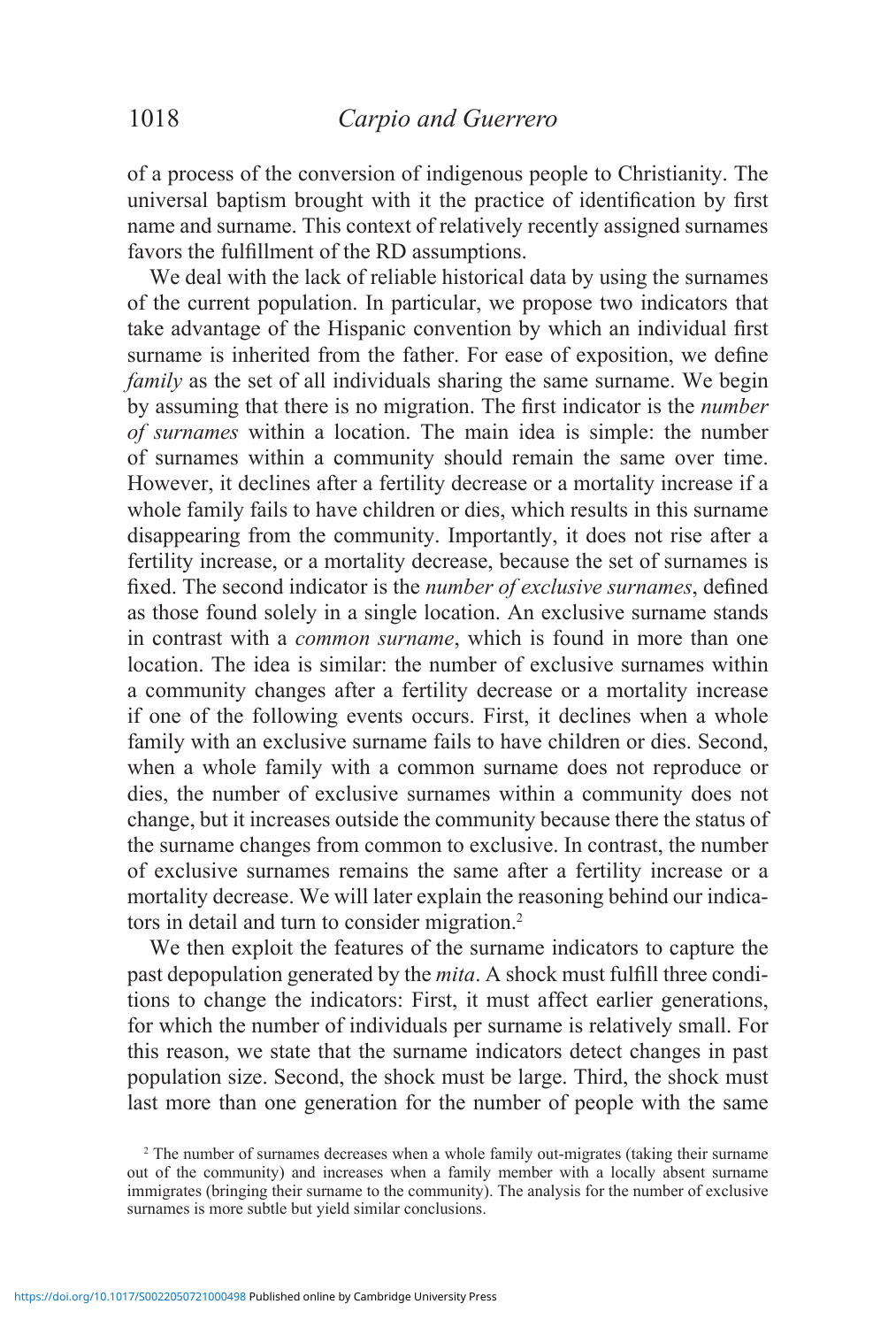of a process of the conversion of indigenous people to Christianity. The universal baptism brought with it the practice of identification by first name and surname. This context of relatively recently assigned surnames favors the fulfillment of the RD assumptions.

We deal with the lack of reliable historical data by using the surnames of the current population. In particular, we propose two indicators that take advantage of the Hispanic convention by which an individual first surname is inherited from the father. For ease of exposition, we define *family* as the set of all individuals sharing the same surname. We begin by assuming that there is no migration. The first indicator is the *number of surnames* within a location. The main idea is simple: the number of surnames within a community should remain the same over time. However, it declines after a fertility decrease or a mortality increase if a whole family fails to have children or dies, which results in this surname disappearing from the community. Importantly, it does not rise after a fertility increase, or a mortality decrease, because the set of surnames is fixed. The second indicator is the *number of exclusive surnames*, defined as those found solely in a single location. An exclusive surname stands in contrast with a *common surname*, which is found in more than one location. The idea is similar: the number of exclusive surnames within a community changes after a fertility decrease or a mortality increase if one of the following events occurs. First, it declines when a whole family with an exclusive surname fails to have children or dies. Second, when a whole family with a common surname does not reproduce or dies, the number of exclusive surnames within a community does not change, but it increases outside the community because there the status of the surname changes from common to exclusive. In contrast, the number of exclusive surnames remains the same after a fertility increase or a mortality decrease. We will later explain the reasoning behind our indicators in detail and turn to consider migration.[2]

We then exploit the features of the surname indicators to capture the past depopulation generated by the *mita*. A shock must fulfill three conditions to change the indicators: First, it must affect earlier generations, for which the number of individuals per surname is relatively small. For this reason, we state that the surname indicators detect changes in past population size. Second, the shock must be large. Third, the shock must last more than one generation for the number of people with the same

[2] The number of surnames decreases when a whole family out-migrates (taking their surname out of the community) and increases when a family member with a locally absent surname immigrates (bringing their surname to the community). The analysis for the number of exclusive surnames is more subtle but yield similar conclusions.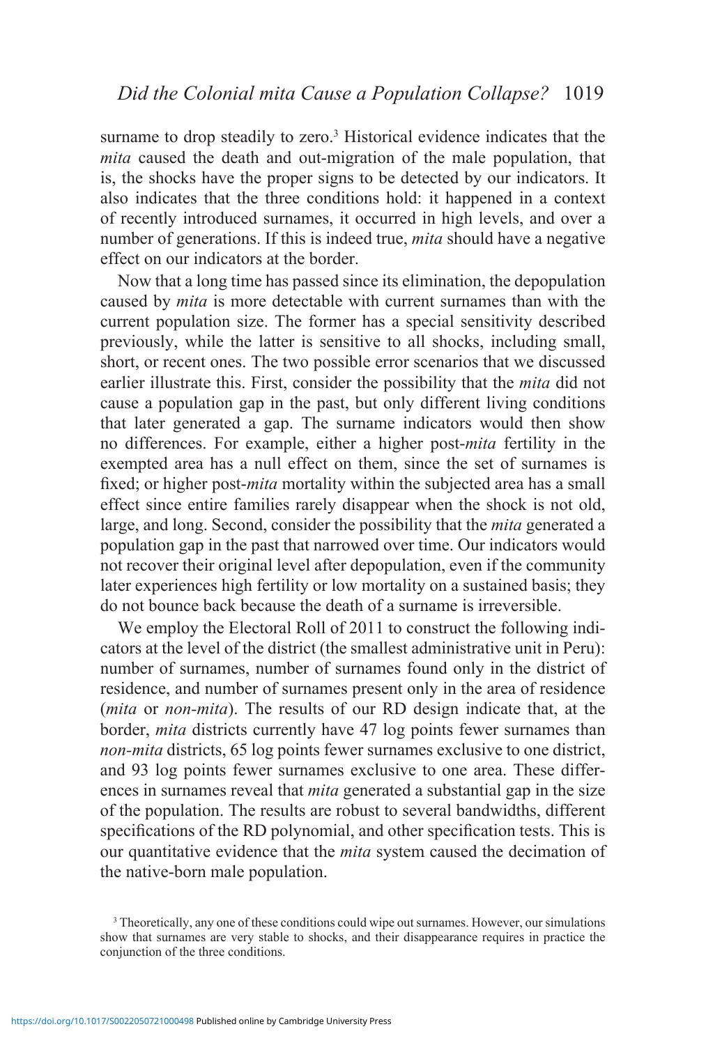surname to drop steadily to zero.[3] Historical evidence indicates that the *mita* caused the death and out-migration of the male population, that is, the shocks have the proper signs to be detected by our indicators. It also indicates that the three conditions hold: it happened in a context of recently introduced surnames, it occurred in high levels, and over a number of generations. If this is indeed true, *mita* should have a negative effect on our indicators at the border.

Now that a long time has passed since its elimination, the depopulation caused by *mita* is more detectable with current surnames than with the current population size. The former has a special sensitivity described previously, while the latter is sensitive to all shocks, including small, short, or recent ones. The two possible error scenarios that we discussed earlier illustrate this. First, consider the possibility that the *mita* did not cause a population gap in the past, but only different living conditions that later generated a gap. The surname indicators would then show no differences. For example, either a higher post-*mita* fertility in the exempted area has a null effect on them, since the set of surnames is fixed; or higher post-*mita* mortality within the subjected area has a small effect since entire families rarely disappear when the shock is not old, large, and long. Second, consider the possibility that the *mita* generated a population gap in the past that narrowed over time. Our indicators would not recover their original level after depopulation, even if the community later experiences high fertility or low mortality on a sustained basis; they do not bounce back because the death of a surname is irreversible.

We employ the Electoral Roll of 2011 to construct the following indicators at the level of the district (the smallest administrative unit in Peru): number of surnames, number of surnames found only in the district of residence, and number of surnames present only in the area of residence (*mita* or *non-mita*). The results of our RD design indicate that, at the border, *mita* districts currently have 47 log points fewer surnames than *non-mita* districts, 65 log points fewer surnames exclusive to one district, and 93 log points fewer surnames exclusive to one area. These differences in surnames reveal that *mita* generated a substantial gap in the size of the population. The results are robust to several bandwidths, different specifications of the RD polynomial, and other specification tests. This is our quantitative evidence that the *mita* system caused the decimation of the native-born male population.

[3] Theoretically, any one of these conditions could wipe out surnames. However, our simulations show that surnames are very stable to shocks, and their disappearance requires in practice the conjunction of the three conditions.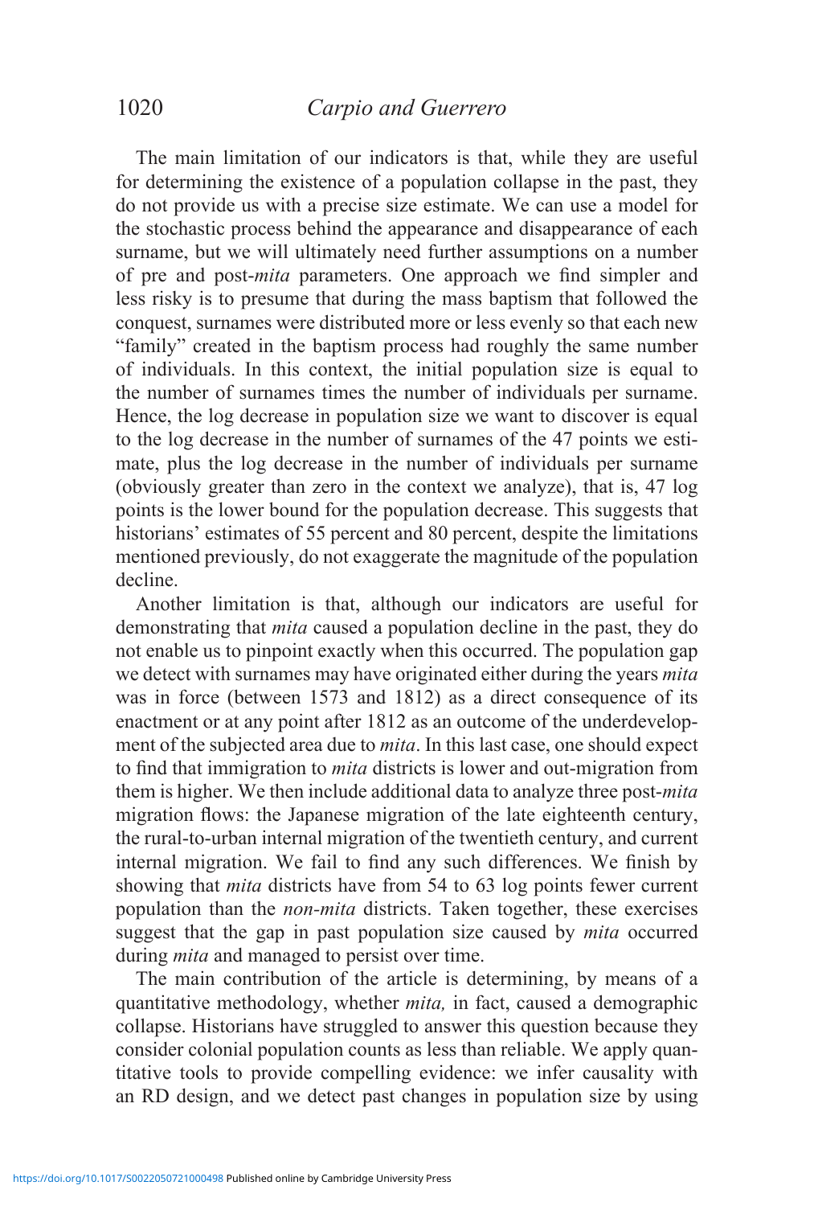The main limitation of our indicators is that, while they are useful for determining the existence of a population collapse in the past, they do not provide us with a precise size estimate. We can use a model for the stochastic process behind the appearance and disappearance of each surname, but we will ultimately need further assumptions on a number of pre and post-*mita* parameters. One approach we find simpler and less risky is to presume that during the mass baptism that followed the conquest, surnames were distributed more or less evenly so that each new "family" created in the baptism process had roughly the same number of individuals. In this context, the initial population size is equal to the number of surnames times the number of individuals per surname. Hence, the log decrease in population size we want to discover is equal to the log decrease in the number of surnames of the 47 points we estimate, plus the log decrease in the number of individuals per surname (obviously greater than zero in the context we analyze), that is, 47 log points is the lower bound for the population decrease. This suggests that historians' estimates of 55 percent and 80 percent, despite the limitations mentioned previously, do not exaggerate the magnitude of the population decline.

Another limitation is that, although our indicators are useful for demonstrating that *mita* caused a population decline in the past, they do not enable us to pinpoint exactly when this occurred. The population gap we detect with surnames may have originated either during the years *mita* was in force (between 1573 and 1812) as a direct consequence of its enactment or at any point after 1812 as an outcome of the underdevelopment of the subjected area due to *mita*. In this last case, one should expect to find that immigration to *mita* districts is lower and out-migration from them is higher. We then include additional data to analyze three post-*mita* migration flows: the Japanese migration of the late eighteenth century, the rural-to-urban internal migration of the twentieth century, and current internal migration. We fail to find any such differences. We finish by showing that *mita* districts have from 54 to 63 log points fewer current population than the *non-mita* districts. Taken together, these exercises suggest that the gap in past population size caused by *mita* occurred during *mita* and managed to persist over time.

The main contribution of the article is determining, by means of a quantitative methodology, whether *mita,* in fact, caused a demographic collapse. Historians have struggled to answer this question because they consider colonial population counts as less than reliable. We apply quantitative tools to provide compelling evidence: we infer causality with an RD design, and we detect past changes in population size by using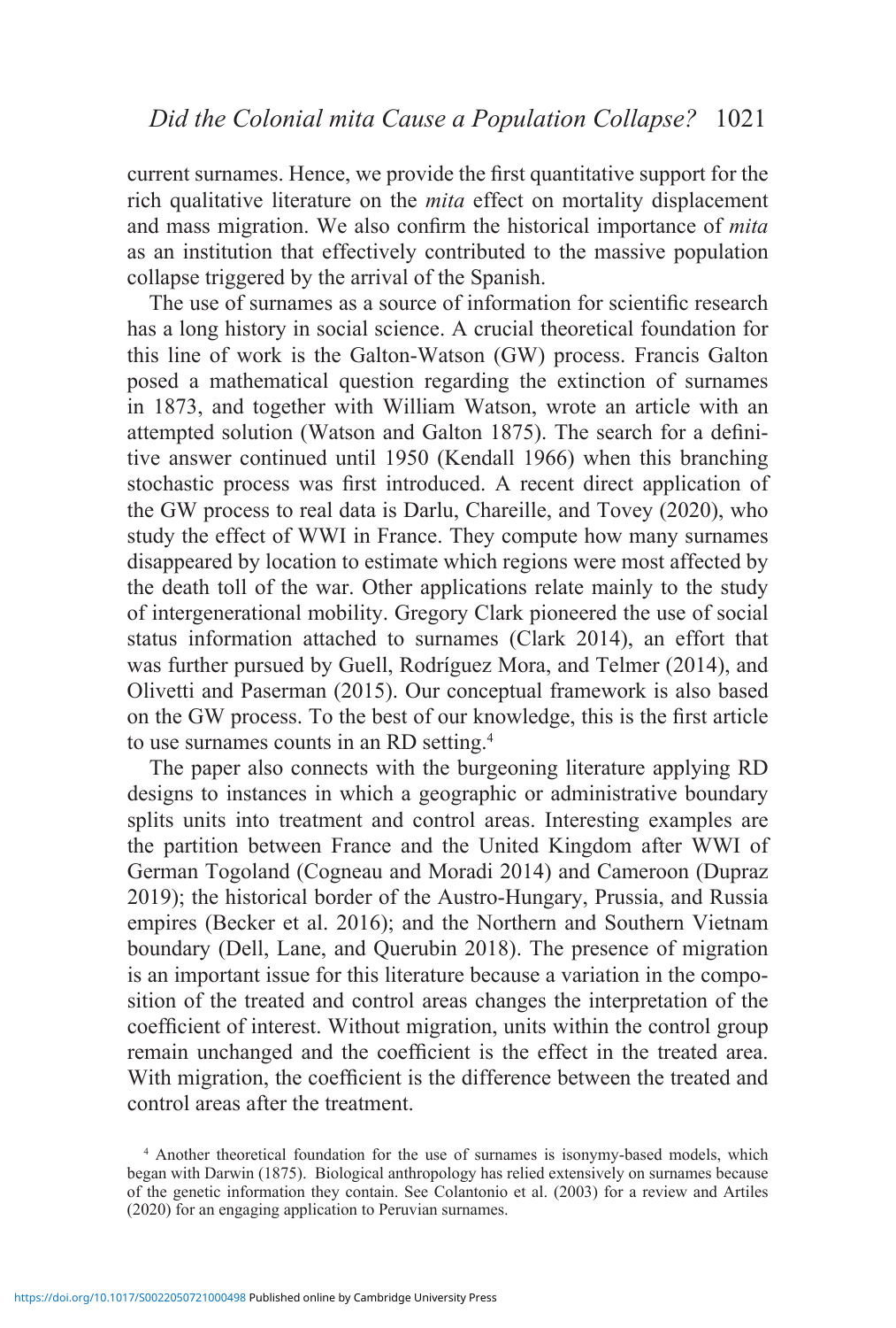current surnames. Hence, we provide the first quantitative support for the rich qualitative literature on the *mita* effect on mortality displacement and mass migration. We also confirm the historical importance of *mita* as an institution that effectively contributed to the massive population collapse triggered by the arrival of the Spanish.

The use of surnames as a source of information for scientific research has a long history in social science. A crucial theoretical foundation for this line of work is the Galton-Watson (GW) process. Francis Galton posed a mathematical question regarding the extinction of surnames in 1873, and together with William Watson, wrote an article with an attempted solution (Watson and Galton 1875). The search for a definitive answer continued until 1950 (Kendall 1966) when this branching stochastic process was first introduced. A recent direct application of the GW process to real data is Darlu, Chareille, and Tovey (2020), who study the effect of WWI in France. They compute how many surnames disappeared by location to estimate which regions were most affected by the death toll of the war. Other applications relate mainly to the study of intergenerational mobility. Gregory Clark pioneered the use of social status information attached to surnames (Clark 2014), an effort that was further pursued by Guell, Rodríguez Mora, and Telmer (2014), and Olivetti and Paserman (2015). Our conceptual framework is also based on the GW process. To the best of our knowledge, this is the first article to use surnames counts in an RD setting.[4]

The paper also connects with the burgeoning literature applying RD designs to instances in which a geographic or administrative boundary splits units into treatment and control areas. Interesting examples are the partition between France and the United Kingdom after WWI of German Togoland (Cogneau and Moradi 2014) and Cameroon (Dupraz 2019); the historical border of the Austro-Hungary, Prussia, and Russia empires (Becker et al. 2016); and the Northern and Southern Vietnam boundary (Dell, Lane, and Querubin 2018). The presence of migration is an important issue for this literature because a variation in the composition of the treated and control areas changes the interpretation of the coefficient of interest. Without migration, units within the control group remain unchanged and the coefficient is the effect in the treated area. With migration, the coefficient is the difference between the treated and control areas after the treatment.

[4] Another theoretical foundation for the use of surnames is isonymy-based models, which began with Darwin (1875). Biological anthropology has relied extensively on surnames because of the genetic information they contain. See Colantonio et al. (2003) for a review and Artiles (2020) for an engaging application to Peruvian surnames.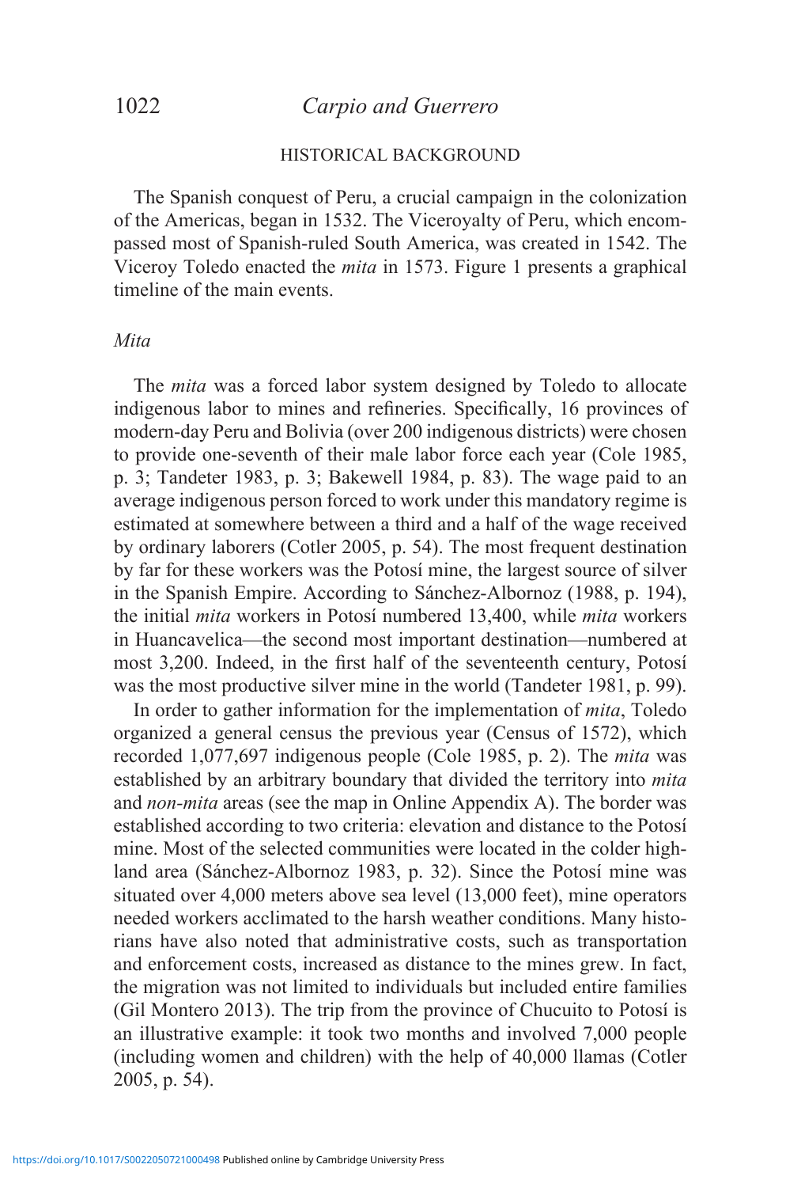## HISTORICAL BACKGROUND

The Spanish conquest of Peru, a crucial campaign in the colonization of the Americas, began in 1532. The Viceroyalty of Peru, which encompassed most of Spanish-ruled South America, was created in 1542. The Viceroy Toledo enacted the *mita* in 1573. Figure 1 presents a graphical timeline of the main events.

### *Mita*

The *mita* was a forced labor system designed by Toledo to allocate indigenous labor to mines and refineries. Specifically, 16 provinces of modern-day Peru and Bolivia (over 200 indigenous districts) were chosen to provide one-seventh of their male labor force each year (Cole 1985, p. 3; Tandeter 1983, p. 3; Bakewell 1984, p. 83). The wage paid to an average indigenous person forced to work under this mandatory regime is estimated at somewhere between a third and a half of the wage received by ordinary laborers (Cotler 2005, p. 54). The most frequent destination by far for these workers was the Potosí mine, the largest source of silver in the Spanish Empire. According to Sánchez-Albornoz (1988, p. 194), the initial *mita* workers in Potosí numbered 13,400, while *mita* workers in Huancavelica—the second most important destination—numbered at most 3,200. Indeed, in the first half of the seventeenth century, Potosí was the most productive silver mine in the world (Tandeter 1981, p. 99).

In order to gather information for the implementation of *mita*, Toledo organized a general census the previous year (Census of 1572), which recorded 1,077,697 indigenous people (Cole 1985, p. 2). The *mita* was established by an arbitrary boundary that divided the territory into *mita* and *non-mita* areas (see the map in Online Appendix A). The border was established according to two criteria: elevation and distance to the Potosí mine. Most of the selected communities were located in the colder highland area (Sánchez-Albornoz 1983, p. 32). Since the Potosí mine was situated over 4,000 meters above sea level (13,000 feet), mine operators needed workers acclimated to the harsh weather conditions. Many historians have also noted that administrative costs, such as transportation and enforcement costs, increased as distance to the mines grew. In fact, the migration was not limited to individuals but included entire families (Gil Montero 2013). The trip from the province of Chucuito to Potosí is an illustrative example: it took two months and involved 7,000 people (including women and children) with the help of 40,000 llamas (Cotler 2005, p. 54).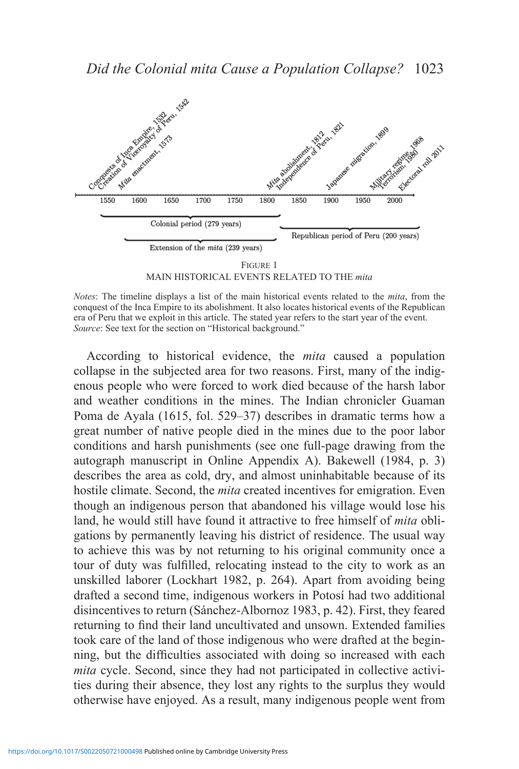FIGURE 1

MAIN HISTORICAL EVENTS RELATED TO THE *mita*

*Notes*: The timeline displays a list of the main historical events related to the *mita*, from the conquest of the Inca Empire to its abolishment. It also locates historical events of the Republican era of Peru that we exploit in this article. The stated year refers to the start year of the event.
*Source*: See text for the section on "Historical background."

According to historical evidence, the *mita* caused a population collapse in the subjected area for two reasons. First, many of the indigenous people who were forced to work died because of the harsh labor and weather conditions in the mines. The Indian chronicler Guaman Poma de Ayala (1615, fol. 529–37) describes in dramatic terms how a great number of native people died in the mines due to the poor labor conditions and harsh punishments (see one full-page drawing from the autograph manuscript in Online Appendix A). Bakewell (1984, p. 3) describes the area as cold, dry, and almost uninhabitable because of its hostile climate. Second, the *mita* created incentives for emigration. Even though an indigenous person that abandoned his village would lose his land, he would still have found it attractive to free himself of *mita* obligations by permanently leaving his district of residence. The usual way to achieve this was by not returning to his original community once a tour of duty was fulfilled, relocating instead to the city to work as an unskilled laborer (Lockhart 1982, p. 264). Apart from avoiding being drafted a second time, indigenous workers in Potosí had two additional disincentives to return (Sánchez-Albornoz 1983, p. 42). First, they feared returning to find their land uncultivated and unsown. Extended families took care of the land of those indigenous who were drafted at the beginning, but the difficulties associated with doing so increased with each *mita* cycle. Second, since they had not participated in collective activities during their absence, they lost any rights to the surplus they would otherwise have enjoyed. As a result, many indigenous people went from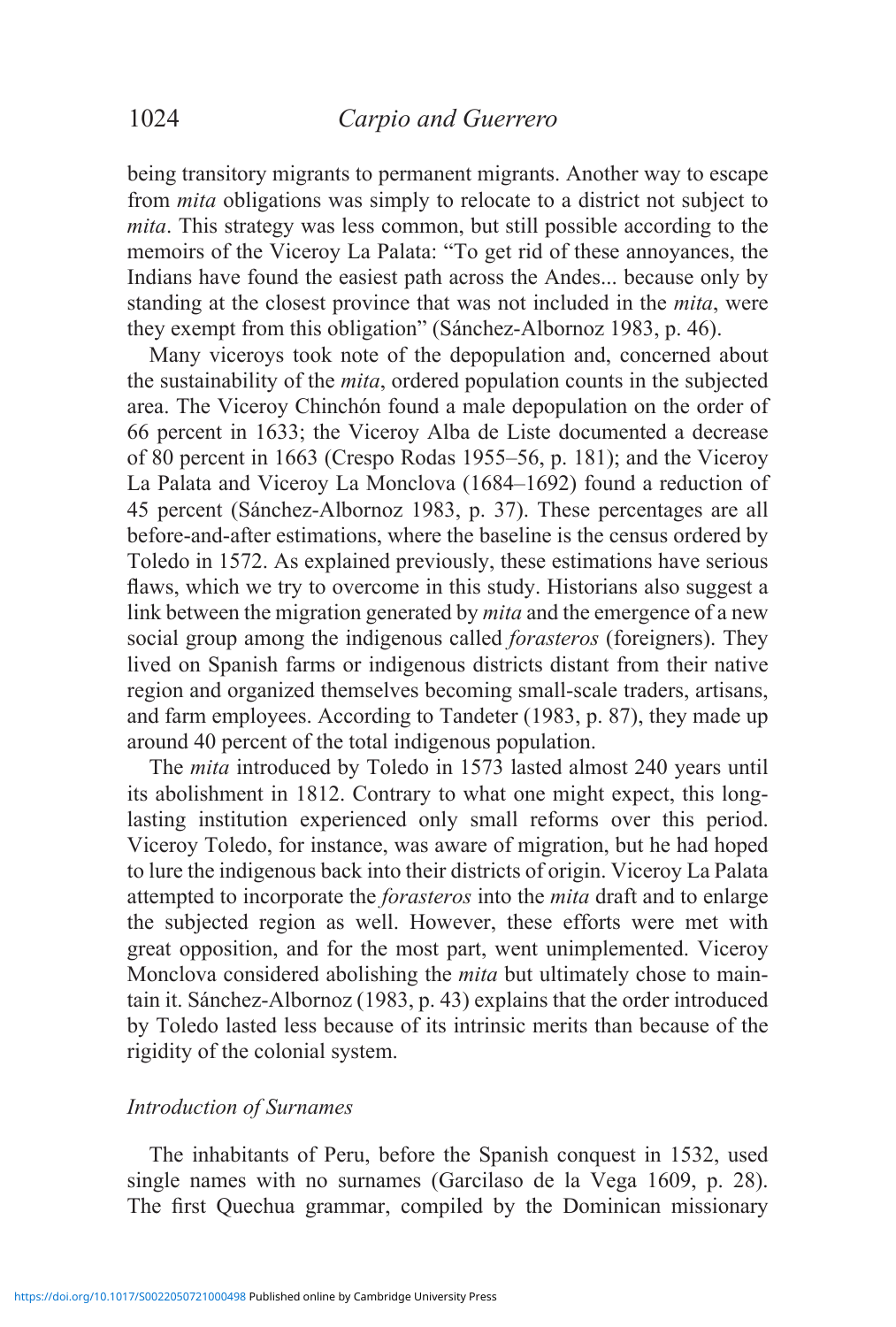being transitory migrants to permanent migrants. Another way to escape from *mita* obligations was simply to relocate to a district not subject to *mita*. This strategy was less common, but still possible according to the memoirs of the Viceroy La Palata: "To get rid of these annoyances, the Indians have found the easiest path across the Andes... because only by standing at the closest province that was not included in the *mita*, were they exempt from this obligation" (Sánchez-Albornoz 1983, p. 46).

Many viceroys took note of the depopulation and, concerned about the sustainability of the *mita*, ordered population counts in the subjected area. The Viceroy Chinchón found a male depopulation on the order of 66 percent in 1633; the Viceroy Alba de Liste documented a decrease of 80 percent in 1663 (Crespo Rodas 1955–56, p. 181); and the Viceroy La Palata and Viceroy La Monclova (1684–1692) found a reduction of 45 percent (Sánchez-Albornoz 1983, p. 37). These percentages are all before-and-after estimations, where the baseline is the census ordered by Toledo in 1572. As explained previously, these estimations have serious flaws, which we try to overcome in this study. Historians also suggest a link between the migration generated by *mita* and the emergence of a new social group among the indigenous called *forasteros* (foreigners). They lived on Spanish farms or indigenous districts distant from their native region and organized themselves becoming small-scale traders, artisans, and farm employees. According to Tandeter (1983, p. 87), they made up around 40 percent of the total indigenous population.

The *mita* introduced by Toledo in 1573 lasted almost 240 years until its abolishment in 1812. Contrary to what one might expect, this long-lasting institution experienced only small reforms over this period. Viceroy Toledo, for instance, was aware of migration, but he had hoped to lure the indigenous back into their districts of origin. Viceroy La Palata attempted to incorporate the *forasteros* into the *mita* draft and to enlarge the subjected region as well. However, these efforts were met with great opposition, and for the most part, went unimplemented. Viceroy Monclova considered abolishing the *mita* but ultimately chose to maintain it. Sánchez-Albornoz (1983, p. 43) explains that the order introduced by Toledo lasted less because of its intrinsic merits than because of the rigidity of the colonial system.

### *Introduction of Surnames*

The inhabitants of Peru, before the Spanish conquest in 1532, used single names with no surnames (Garcilaso de la Vega 1609, p. 28). The first Quechua grammar, compiled by the Dominican missionary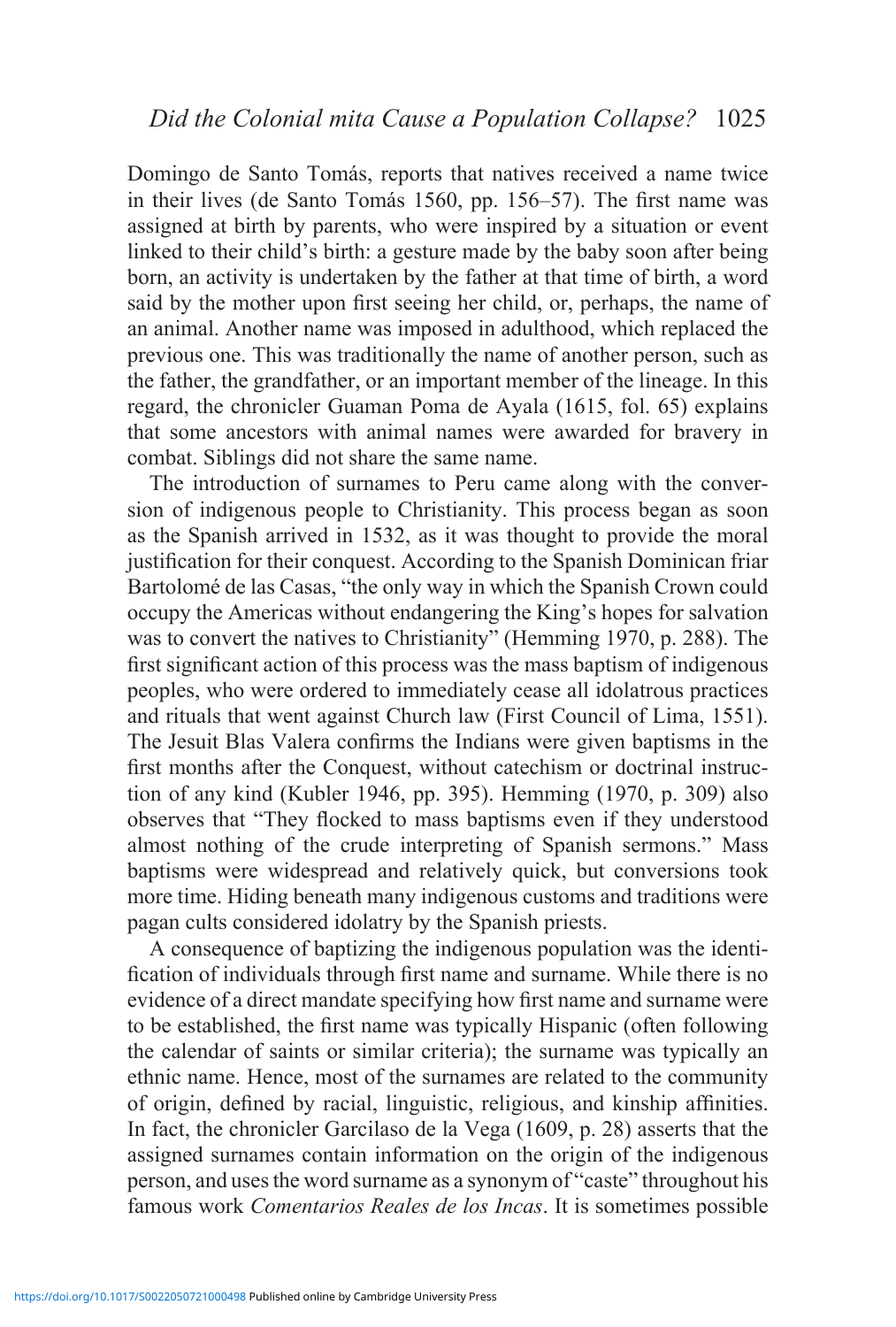Domingo de Santo Tomás, reports that natives received a name twice in their lives (de Santo Tomás 1560, pp. 156–57). The first name was assigned at birth by parents, who were inspired by a situation or event linked to their child's birth: a gesture made by the baby soon after being born, an activity is undertaken by the father at that time of birth, a word said by the mother upon first seeing her child, or, perhaps, the name of an animal. Another name was imposed in adulthood, which replaced the previous one. This was traditionally the name of another person, such as the father, the grandfather, or an important member of the lineage. In this regard, the chronicler Guaman Poma de Ayala (1615, fol. 65) explains that some ancestors with animal names were awarded for bravery in combat. Siblings did not share the same name.

The introduction of surnames to Peru came along with the conversion of indigenous people to Christianity. This process began as soon as the Spanish arrived in 1532, as it was thought to provide the moral justification for their conquest. According to the Spanish Dominican friar Bartolomé de las Casas, "the only way in which the Spanish Crown could occupy the Americas without endangering the King's hopes for salvation was to convert the natives to Christianity" (Hemming 1970, p. 288). The first significant action of this process was the mass baptism of indigenous peoples, who were ordered to immediately cease all idolatrous practices and rituals that went against Church law (First Council of Lima, 1551). The Jesuit Blas Valera confirms the Indians were given baptisms in the first months after the Conquest, without catechism or doctrinal instruction of any kind (Kubler 1946, pp. 395). Hemming (1970, p. 309) also observes that "They flocked to mass baptisms even if they understood almost nothing of the crude interpreting of Spanish sermons." Mass baptisms were widespread and relatively quick, but conversions took more time. Hiding beneath many indigenous customs and traditions were pagan cults considered idolatry by the Spanish priests.

A consequence of baptizing the indigenous population was the identification of individuals through first name and surname. While there is no evidence of a direct mandate specifying how first name and surname were to be established, the first name was typically Hispanic (often following the calendar of saints or similar criteria); the surname was typically an ethnic name. Hence, most of the surnames are related to the community of origin, defined by racial, linguistic, religious, and kinship affinities. In fact, the chronicler Garcilaso de la Vega (1609, p. 28) asserts that the assigned surnames contain information on the origin of the indigenous person, and uses the word surname as a synonym of "caste" throughout his famous work *Comentarios Reales de los Incas*. It is sometimes possible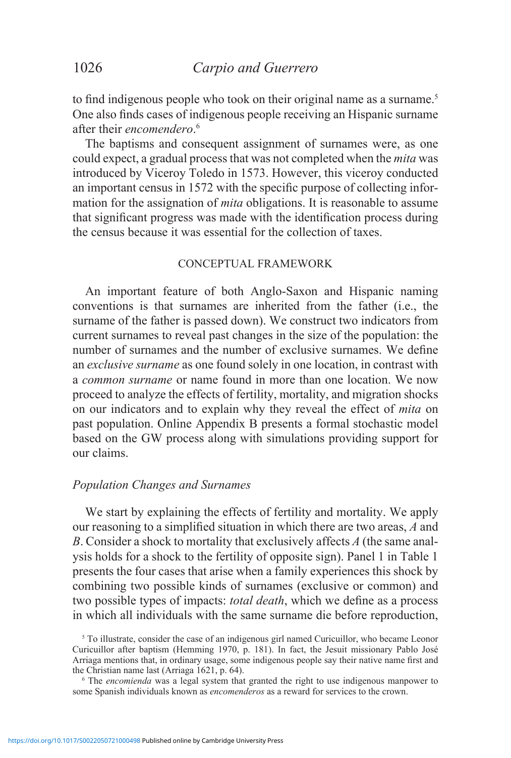to find indigenous people who took on their original name as a surname.[5] One also finds cases of indigenous people receiving an Hispanic surname after their *encomendero*.[6]

The baptisms and consequent assignment of surnames were, as one could expect, a gradual process that was not completed when the *mita* was introduced by Viceroy Toledo in 1573. However, this viceroy conducted an important census in 1572 with the specific purpose of collecting information for the assignation of *mita* obligations. It is reasonable to assume that significant progress was made with the identification process during the census because it was essential for the collection of taxes.

## CONCEPTUAL FRAMEWORK

An important feature of both Anglo-Saxon and Hispanic naming conventions is that surnames are inherited from the father (i.e., the surname of the father is passed down). We construct two indicators from current surnames to reveal past changes in the size of the population: the number of surnames and the number of exclusive surnames. We define an *exclusive surname* as one found solely in one location, in contrast with a *common surname* or name found in more than one location. We now proceed to analyze the effects of fertility, mortality, and migration shocks on our indicators and to explain why they reveal the effect of *mita* on past population. Online Appendix B presents a formal stochastic model based on the GW process along with simulations providing support for our claims.

### *Population Changes and Surnames*

We start by explaining the effects of fertility and mortality. We apply our reasoning to a simplified situation in which there are two areas, *A* and *B*. Consider a shock to mortality that exclusively affects *A* (the same analysis holds for a shock to the fertility of opposite sign). Panel 1 in Table 1 presents the four cases that arise when a family experiences this shock by combining two possible kinds of surnames (exclusive or common) and two possible types of impacts: *total death*, which we define as a process in which all individuals with the same surname die before reproduction,

[5] To illustrate, consider the case of an indigenous girl named Curicuillor, who became Leonor Curicuillor after baptism (Hemming 1970, p. 181). In fact, the Jesuit missionary Pablo José Arriaga mentions that, in ordinary usage, some indigenous people say their native name first and the Christian name last (Arriaga 1621, p. 64).

[6] The *encomienda* was a legal system that granted the right to use indigenous manpower to some Spanish individuals known as *encomenderos* as a reward for services to the crown.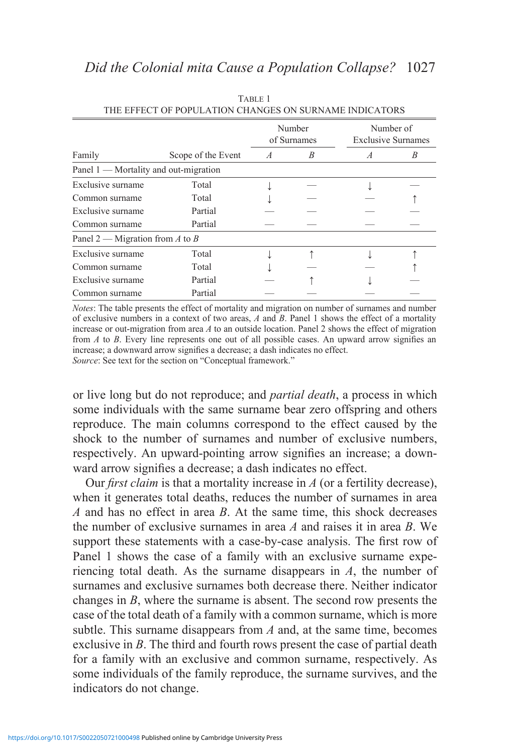TABLE 1
THE EFFECT OF POPULATION CHANGES ON SURNAME INDICATORS

| Family | Scope of the Event | Number of Surnames | | Number of Exclusive Surnames | |
|---|---|---|---|---|---|
| | | *A* | *B* | *A* | *B* |
| Panel 1 — Mortality and out-migration | | | | | |
| Exclusive surname | Total | ↓ | — | ↓ | — |
| Common surname | Total | ↓ | — | — | ↑ |
| Exclusive surname | Partial | — | — | — | — |
| Common surname | Partial | — | — | — | — |
| Panel 2 — Migration from *A* to *B* | | | | | |
| Exclusive surname | Total | ↓ | ↑ | ↓ | ↑ |
| Common surname | Total | ↓ | — | — | ↑ |
| Exclusive surname | Partial | — | ↑ | ↓ | — |
| Common surname | Partial | — | — | — | — |

*Notes*: The table presents the effect of mortality and migration on number of surnames and number of exclusive numbers in a context of two areas, *A* and *B*. Panel 1 shows the effect of a mortality increase or out-migration from area *A* to an outside location. Panel 2 shows the effect of migration from *A* to *B*. Every line represents one out of all possible cases. An upward arrow signifies an increase; a downward arrow signifies a decrease; a dash indicates no effect.
*Source*: See text for the section on "Conceptual framework."

or live long but do not reproduce; and *partial death*, a process in which some individuals with the same surname bear zero offspring and others reproduce. The main columns correspond to the effect caused by the shock to the number of surnames and number of exclusive numbers, respectively. An upward-pointing arrow signifies an increase; a downward arrow signifies a decrease; a dash indicates no effect.

Our *first claim* is that a mortality increase in *A* (or a fertility decrease), when it generates total deaths, reduces the number of surnames in area *A* and has no effect in area *B*. At the same time, this shock decreases the number of exclusive surnames in area *A* and raises it in area *B*. We support these statements with a case-by-case analysis. The first row of Panel 1 shows the case of a family with an exclusive surname experiencing total death. As the surname disappears in *A*, the number of surnames and exclusive surnames both decrease there. Neither indicator changes in *B*, where the surname is absent. The second row presents the case of the total death of a family with a common surname, which is more subtle. This surname disappears from *A* and, at the same time, becomes exclusive in *B*. The third and fourth rows present the case of partial death for a family with an exclusive and common surname, respectively. As some individuals of the family reproduce, the surname survives, and the indicators do not change.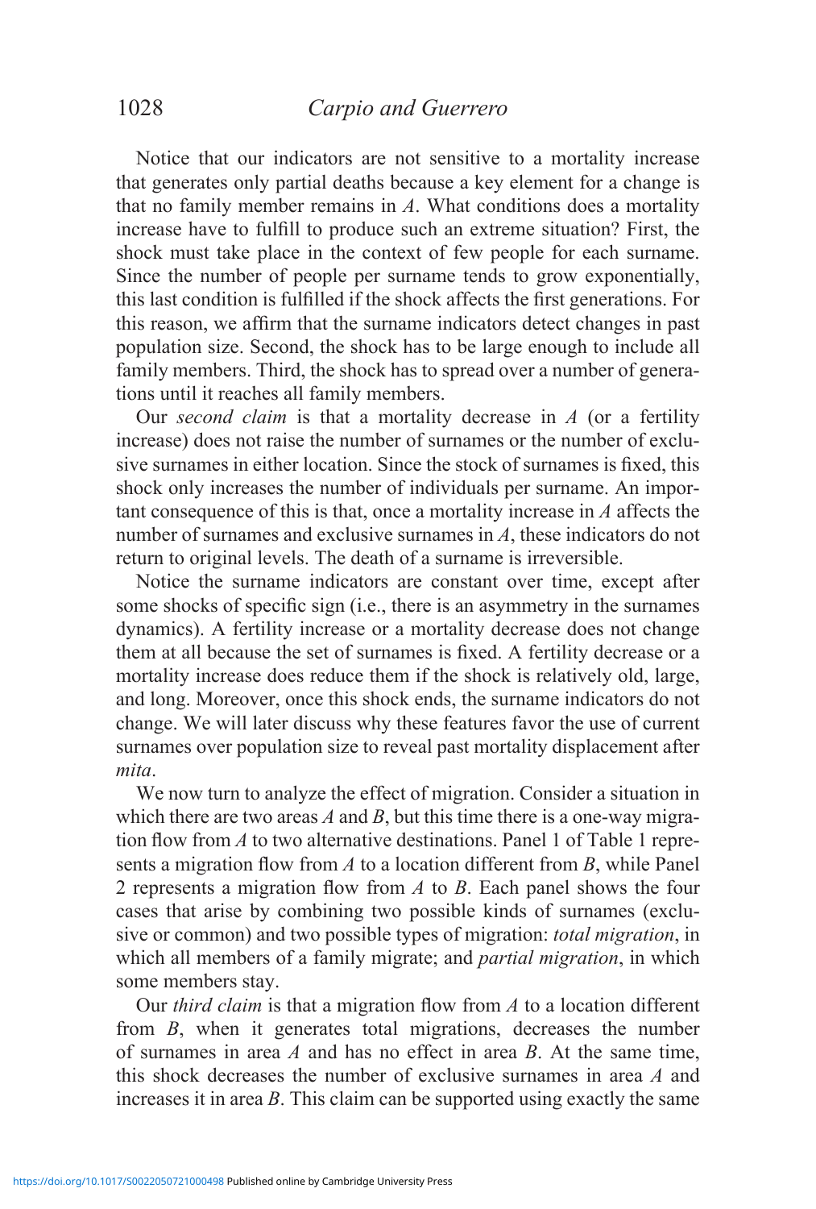Notice that our indicators are not sensitive to a mortality increase that generates only partial deaths because a key element for a change is that no family member remains in *A*. What conditions does a mortality increase have to fulfill to produce such an extreme situation? First, the shock must take place in the context of few people for each surname. Since the number of people per surname tends to grow exponentially, this last condition is fulfilled if the shock affects the first generations. For this reason, we affirm that the surname indicators detect changes in past population size. Second, the shock has to be large enough to include all family members. Third, the shock has to spread over a number of generations until it reaches all family members.

Our *second claim* is that a mortality decrease in *A* (or a fertility increase) does not raise the number of surnames or the number of exclusive surnames in either location. Since the stock of surnames is fixed, this shock only increases the number of individuals per surname. An important consequence of this is that, once a mortality increase in *A* affects the number of surnames and exclusive surnames in *A*, these indicators do not return to original levels. The death of a surname is irreversible.

Notice the surname indicators are constant over time, except after some shocks of specific sign (i.e., there is an asymmetry in the surnames dynamics). A fertility increase or a mortality decrease does not change them at all because the set of surnames is fixed. A fertility decrease or a mortality increase does reduce them if the shock is relatively old, large, and long. Moreover, once this shock ends, the surname indicators do not change. We will later discuss why these features favor the use of current surnames over population size to reveal past mortality displacement after *mita*.

We now turn to analyze the effect of migration. Consider a situation in which there are two areas *A* and *B*, but this time there is a one-way migration flow from *A* to two alternative destinations. Panel 1 of Table 1 represents a migration flow from *A* to a location different from *B*, while Panel 2 represents a migration flow from *A* to *B*. Each panel shows the four cases that arise by combining two possible kinds of surnames (exclusive or common) and two possible types of migration: *total migration*, in which all members of a family migrate; and *partial migration*, in which some members stay.

Our *third claim* is that a migration flow from *A* to a location different from *B*, when it generates total migrations, decreases the number of surnames in area *A* and has no effect in area *B*. At the same time, this shock decreases the number of exclusive surnames in area *A* and increases it in area *B*. This claim can be supported using exactly the same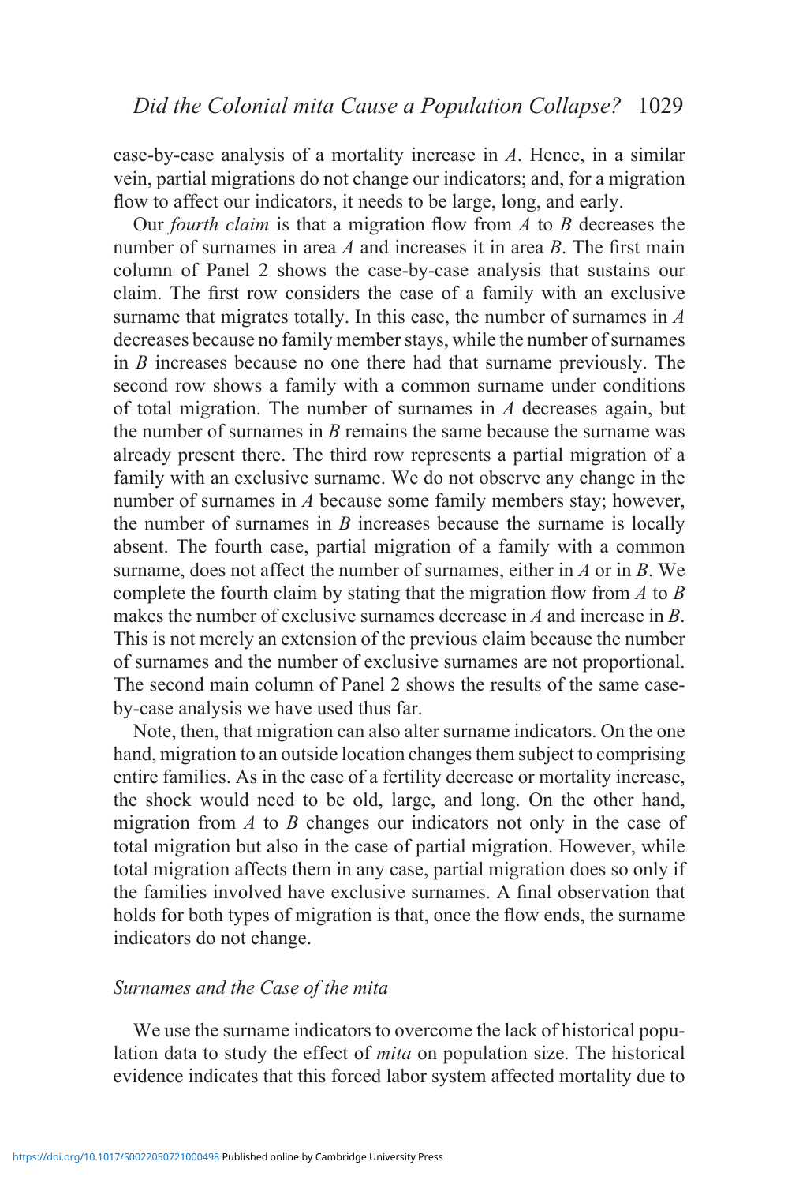case-by-case analysis of a mortality increase in *A*. Hence, in a similar vein, partial migrations do not change our indicators; and, for a migration flow to affect our indicators, it needs to be large, long, and early.

Our *fourth claim* is that a migration flow from *A* to *B* decreases the number of surnames in area *A* and increases it in area *B*. The first main column of Panel 2 shows the case-by-case analysis that sustains our claim. The first row considers the case of a family with an exclusive surname that migrates totally. In this case, the number of surnames in *A* decreases because no family member stays, while the number of surnames in *B* increases because no one there had that surname previously. The second row shows a family with a common surname under conditions of total migration. The number of surnames in *A* decreases again, but the number of surnames in *B* remains the same because the surname was already present there. The third row represents a partial migration of a family with an exclusive surname. We do not observe any change in the number of surnames in *A* because some family members stay; however, the number of surnames in *B* increases because the surname is locally absent. The fourth case, partial migration of a family with a common surname, does not affect the number of surnames, either in *A* or in *B*. We complete the fourth claim by stating that the migration flow from *A* to *B* makes the number of exclusive surnames decrease in *A* and increase in *B*. This is not merely an extension of the previous claim because the number of surnames and the number of exclusive surnames are not proportional. The second main column of Panel 2 shows the results of the same case-by-case analysis we have used thus far.

Note, then, that migration can also alter surname indicators. On the one hand, migration to an outside location changes them subject to comprising entire families. As in the case of a fertility decrease or mortality increase, the shock would need to be old, large, and long. On the other hand, migration from *A* to *B* changes our indicators not only in the case of total migration but also in the case of partial migration. However, while total migration affects them in any case, partial migration does so only if the families involved have exclusive surnames. A final observation that holds for both types of migration is that, once the flow ends, the surname indicators do not change.

### *Surnames and the Case of the mita*

We use the surname indicators to overcome the lack of historical population data to study the effect of *mita* on population size. The historical evidence indicates that this forced labor system affected mortality due to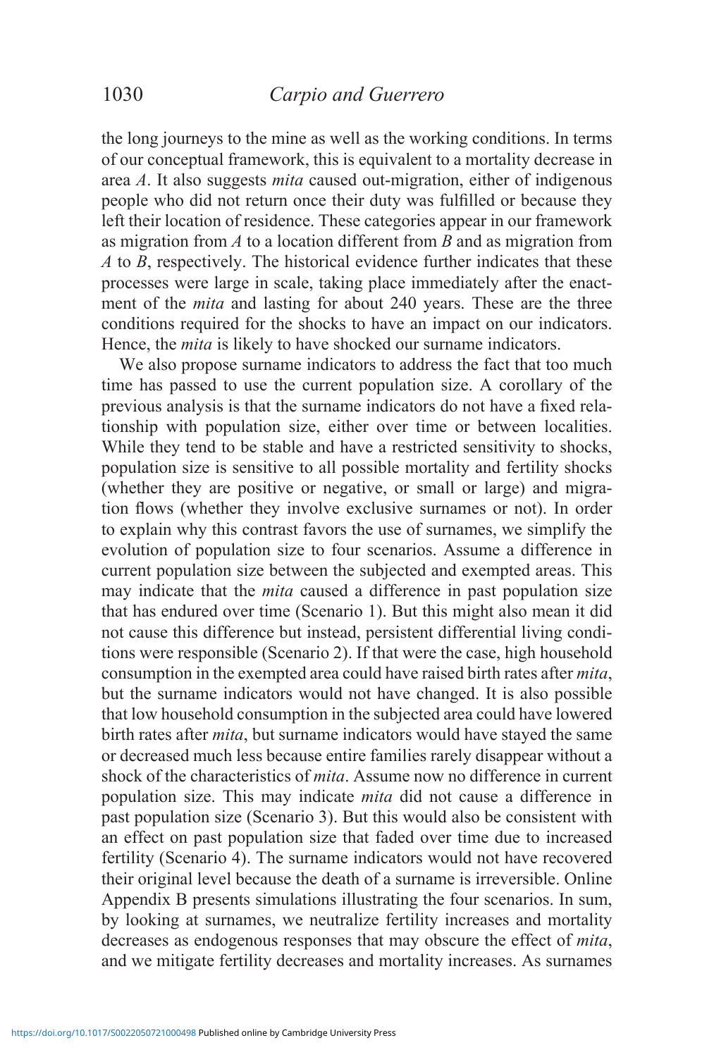the long journeys to the mine as well as the working conditions. In terms of our conceptual framework, this is equivalent to a mortality decrease in area *A*. It also suggests *mita* caused out-migration, either of indigenous people who did not return once their duty was fulfilled or because they left their location of residence. These categories appear in our framework as migration from *A* to a location different from *B* and as migration from *A* to *B*, respectively. The historical evidence further indicates that these processes were large in scale, taking place immediately after the enactment of the *mita* and lasting for about 240 years. These are the three conditions required for the shocks to have an impact on our indicators. Hence, the *mita* is likely to have shocked our surname indicators.

We also propose surname indicators to address the fact that too much time has passed to use the current population size. A corollary of the previous analysis is that the surname indicators do not have a fixed relationship with population size, either over time or between localities. While they tend to be stable and have a restricted sensitivity to shocks, population size is sensitive to all possible mortality and fertility shocks (whether they are positive or negative, or small or large) and migration flows (whether they involve exclusive surnames or not). In order to explain why this contrast favors the use of surnames, we simplify the evolution of population size to four scenarios. Assume a difference in current population size between the subjected and exempted areas. This may indicate that the *mita* caused a difference in past population size that has endured over time (Scenario 1). But this might also mean it did not cause this difference but instead, persistent differential living conditions were responsible (Scenario 2). If that were the case, high household consumption in the exempted area could have raised birth rates after *mita*, but the surname indicators would not have changed. It is also possible that low household consumption in the subjected area could have lowered birth rates after *mita*, but surname indicators would have stayed the same or decreased much less because entire families rarely disappear without a shock of the characteristics of *mita*. Assume now no difference in current population size. This may indicate *mita* did not cause a difference in past population size (Scenario 3). But this would also be consistent with an effect on past population size that faded over time due to increased fertility (Scenario 4). The surname indicators would not have recovered their original level because the death of a surname is irreversible. Online Appendix B presents simulations illustrating the four scenarios. In sum, by looking at surnames, we neutralize fertility increases and mortality decreases as endogenous responses that may obscure the effect of *mita*, and we mitigate fertility decreases and mortality increases. As surnames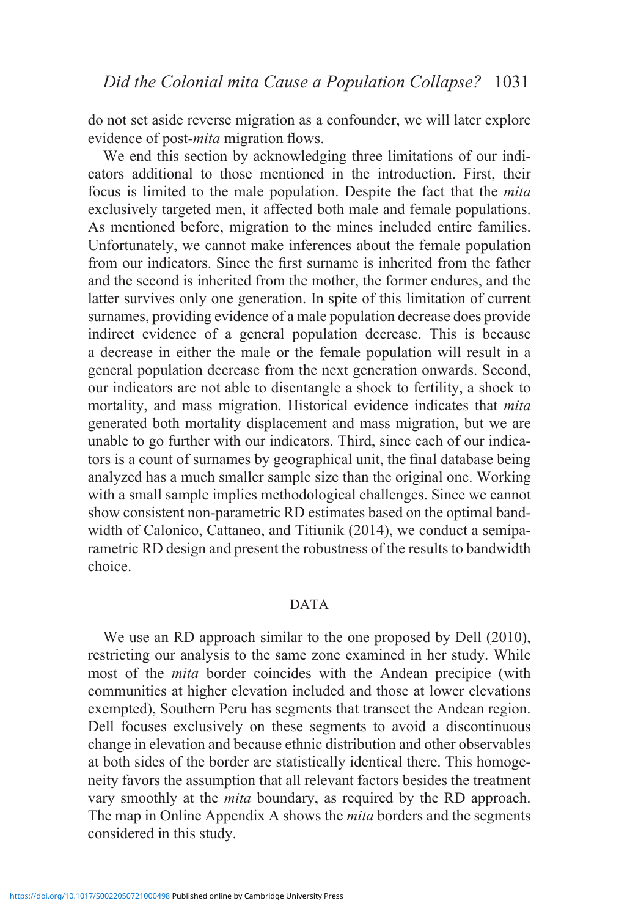do not set aside reverse migration as a confounder, we will later explore evidence of post-*mita* migration flows.

We end this section by acknowledging three limitations of our indicators additional to those mentioned in the introduction. First, their focus is limited to the male population. Despite the fact that the *mita* exclusively targeted men, it affected both male and female populations. As mentioned before, migration to the mines included entire families. Unfortunately, we cannot make inferences about the female population from our indicators. Since the first surname is inherited from the father and the second is inherited from the mother, the former endures, and the latter survives only one generation. In spite of this limitation of current surnames, providing evidence of a male population decrease does provide indirect evidence of a general population decrease. This is because a decrease in either the male or the female population will result in a general population decrease from the next generation onwards. Second, our indicators are not able to disentangle a shock to fertility, a shock to mortality, and mass migration. Historical evidence indicates that *mita* generated both mortality displacement and mass migration, but we are unable to go further with our indicators. Third, since each of our indicators is a count of surnames by geographical unit, the final database being analyzed has a much smaller sample size than the original one. Working with a small sample implies methodological challenges. Since we cannot show consistent non-parametric RD estimates based on the optimal bandwidth of Calonico, Cattaneo, and Titiunik (2014), we conduct a semiparametric RD design and present the robustness of the results to bandwidth choice.

## DATA

We use an RD approach similar to the one proposed by Dell (2010), restricting our analysis to the same zone examined in her study. While most of the *mita* border coincides with the Andean precipice (with communities at higher elevation included and those at lower elevations exempted), Southern Peru has segments that transect the Andean region. Dell focuses exclusively on these segments to avoid a discontinuous change in elevation and because ethnic distribution and other observables at both sides of the border are statistically identical there. This homogeneity favors the assumption that all relevant factors besides the treatment vary smoothly at the *mita* boundary, as required by the RD approach. The map in Online Appendix A shows the *mita* borders and the segments considered in this study.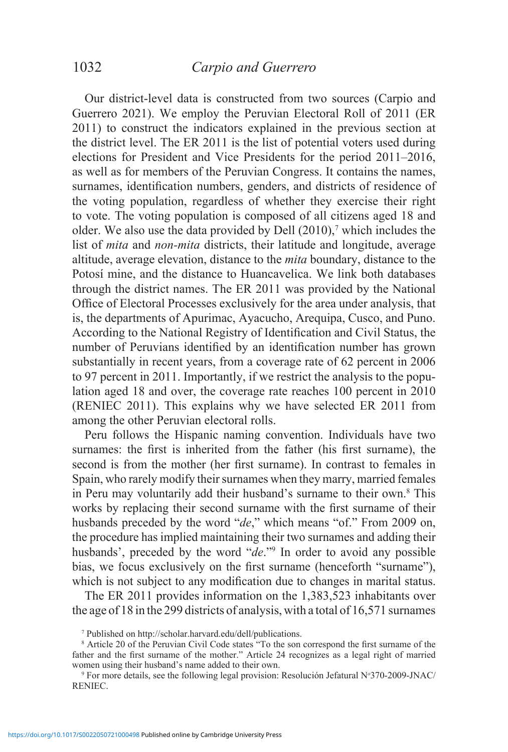Our district-level data is constructed from two sources (Carpio and Guerrero 2021). We employ the Peruvian Electoral Roll of 2011 (ER 2011) to construct the indicators explained in the previous section at the district level. The ER 2011 is the list of potential voters used during elections for President and Vice Presidents for the period 2011–2016, as well as for members of the Peruvian Congress. It contains the names, surnames, identification numbers, genders, and districts of residence of the voting population, regardless of whether they exercise their right to vote. The voting population is composed of all citizens aged 18 and older. We also use the data provided by Dell (2010),[7] which includes the list of *mita* and *non-mita* districts, their latitude and longitude, average altitude, average elevation, distance to the *mita* boundary, distance to the Potosí mine, and the distance to Huancavelica. We link both databases through the district names. The ER 2011 was provided by the National Office of Electoral Processes exclusively for the area under analysis, that is, the departments of Apurimac, Ayacucho, Arequipa, Cusco, and Puno. According to the National Registry of Identification and Civil Status, the number of Peruvians identified by an identification number has grown substantially in recent years, from a coverage rate of 62 percent in 2006 to 97 percent in 2011. Importantly, if we restrict the analysis to the population aged 18 and over, the coverage rate reaches 100 percent in 2010 (RENIEC 2011). This explains why we have selected ER 2011 from among the other Peruvian electoral rolls.

Peru follows the Hispanic naming convention. Individuals have two surnames: the first is inherited from the father (his first surname), the second is from the mother (her first surname). In contrast to females in Spain, who rarely modify their surnames when they marry, married females in Peru may voluntarily add their husband's surname to their own.[8] This works by replacing their second surname with the first surname of their husbands preceded by the word "*de*," which means "of." From 2009 on, the procedure has implied maintaining their two surnames and adding their husbands', preceded by the word "*de*."[9] In order to avoid any possible bias, we focus exclusively on the first surname (henceforth "surname"), which is not subject to any modification due to changes in marital status.

The ER 2011 provides information on the 1,383,523 inhabitants over the age of 18 in the 299 districts of analysis, with a total of 16,571 surnames

[7] Published on http://scholar.harvard.edu/dell/publications.

[8] Article 20 of the Peruvian Civil Code states "To the son correspond the first surname of the father and the first surname of the mother." Article 24 recognizes as a legal right of married women using their husband's name added to their own.

[9] For more details, see the following legal provision: Resolución Jefatural Nº370-2009-JNAC/RENIEC.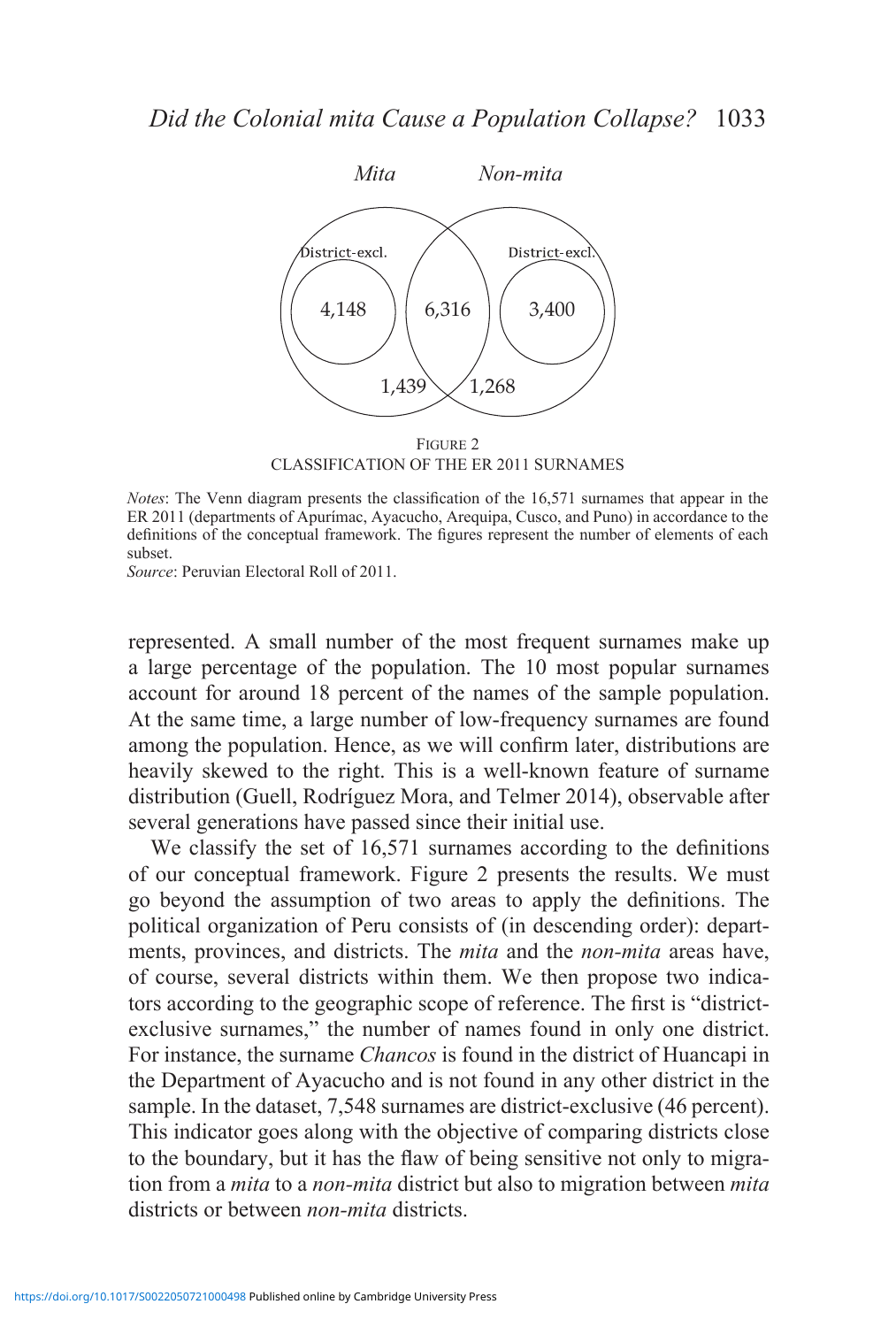*Mita* *Non-mita*

District-excl. 4,148 | 6,316 | District-excl. 3,400

1,439 | 1,268

FIGURE 2
CLASSIFICATION OF THE ER 2011 SURNAMES

*Notes*: The Venn diagram presents the classification of the 16,571 surnames that appear in the ER 2011 (departments of Apurímac, Ayacucho, Arequipa, Cusco, and Puno) in accordance to the definitions of the conceptual framework. The figures represent the number of elements of each subset.
*Source*: Peruvian Electoral Roll of 2011.

represented. A small number of the most frequent surnames make up a large percentage of the population. The 10 most popular surnames account for around 18 percent of the names of the sample population. At the same time, a large number of low-frequency surnames are found among the population. Hence, as we will confirm later, distributions are heavily skewed to the right. This is a well-known feature of surname distribution (Guell, Rodríguez Mora, and Telmer 2014), observable after several generations have passed since their initial use.

We classify the set of 16,571 surnames according to the definitions of our conceptual framework. Figure 2 presents the results. We must go beyond the assumption of two areas to apply the definitions. The political organization of Peru consists of (in descending order): departments, provinces, and districts. The *mita* and the *non-mita* areas have, of course, several districts within them. We then propose two indicators according to the geographic scope of reference. The first is "district-exclusive surnames," the number of names found in only one district. For instance, the surname *Chancos* is found in the district of Huancapi in the Department of Ayacucho and is not found in any other district in the sample. In the dataset, 7,548 surnames are district-exclusive (46 percent). This indicator goes along with the objective of comparing districts close to the boundary, but it has the flaw of being sensitive not only to migration from a *mita* to a *non-mita* district but also to migration between *mita* districts or between *non-mita* districts.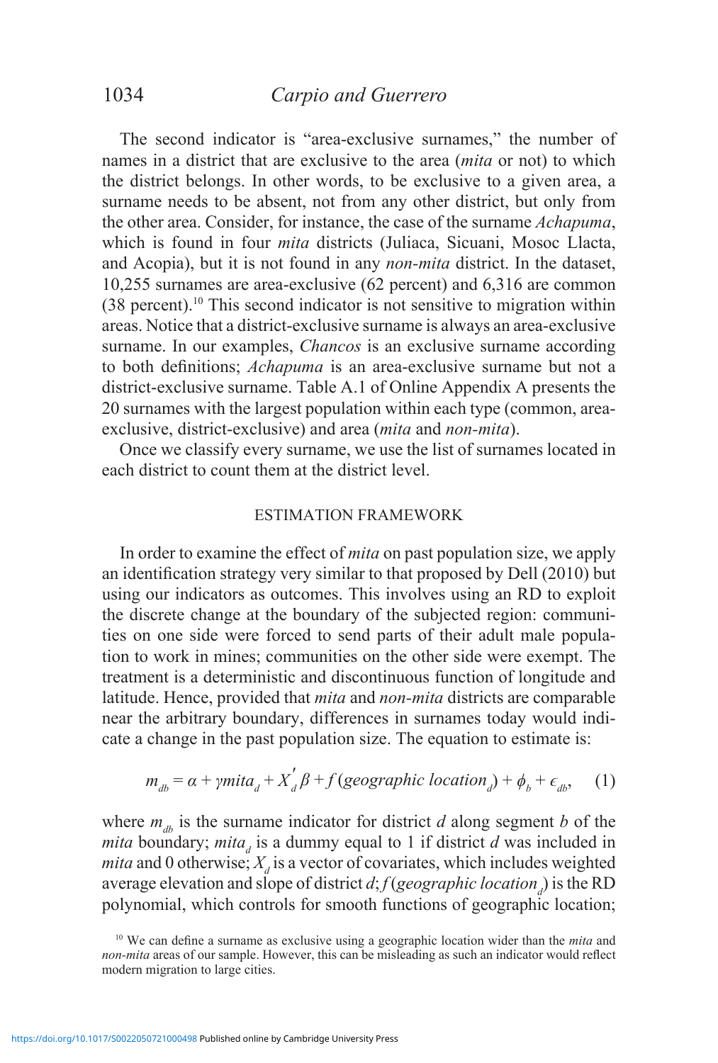The second indicator is "area-exclusive surnames," the number of names in a district that are exclusive to the area (*mita* or not) to which the district belongs. In other words, to be exclusive to a given area, a surname needs to be absent, not from any other district, but only from the other area. Consider, for instance, the case of the surname *Achapuma*, which is found in four *mita* districts (Juliaca, Sicuani, Mosoc Llacta, and Acopia), but it is not found in any *non-mita* district. In the dataset, 10,255 surnames are area-exclusive (62 percent) and 6,316 are common (38 percent).[10] This second indicator is not sensitive to migration within areas. Notice that a district-exclusive surname is always an area-exclusive surname. In our examples, *Chancos* is an exclusive surname according to both definitions; *Achapuma* is an area-exclusive surname but not a district-exclusive surname. Table A.1 of Online Appendix A presents the 20 surnames with the largest population within each type (common, area-exclusive, district-exclusive) and area (*mita* and *non-mita*).

Once we classify every surname, we use the list of surnames located in each district to count them at the district level.

## ESTIMATION FRAMEWORK

In order to examine the effect of *mita* on past population size, we apply an identification strategy very similar to that proposed by Dell (2010) but using our indicators as outcomes. This involves using an RD to exploit the discrete change at the boundary of the subjected region: communities on one side were forced to send parts of their adult male population to work in mines; communities on the other side were exempt. The treatment is a deterministic and discontinuous function of longitude and latitude. Hence, provided that *mita* and *non-mita* districts are comparable near the arbitrary boundary, differences in surnames today would indicate a change in the past population size. The equation to estimate is:

$$m_{db} = \alpha + \gamma mita_d + X_d' \beta + f(geographic\ location_d) + \phi_b + \epsilon_{db}, \quad (1)$$

where $m_{db}$ is the surname indicator for district $d$ along segment $b$ of the *mita* boundary; $mita_d$ is a dummy equal to 1 if district $d$ was included in *mita* and 0 otherwise; $X_d$ is a vector of covariates, which includes weighted average elevation and slope of district $d$; $f(geographic\ location_d)$ is the RD polynomial, which controls for smooth functions of geographic location;

[10] We can define a surname as exclusive using a geographic location wider than the *mita* and *non-mita* areas of our sample. However, this can be misleading as such an indicator would reflect modern migration to large cities.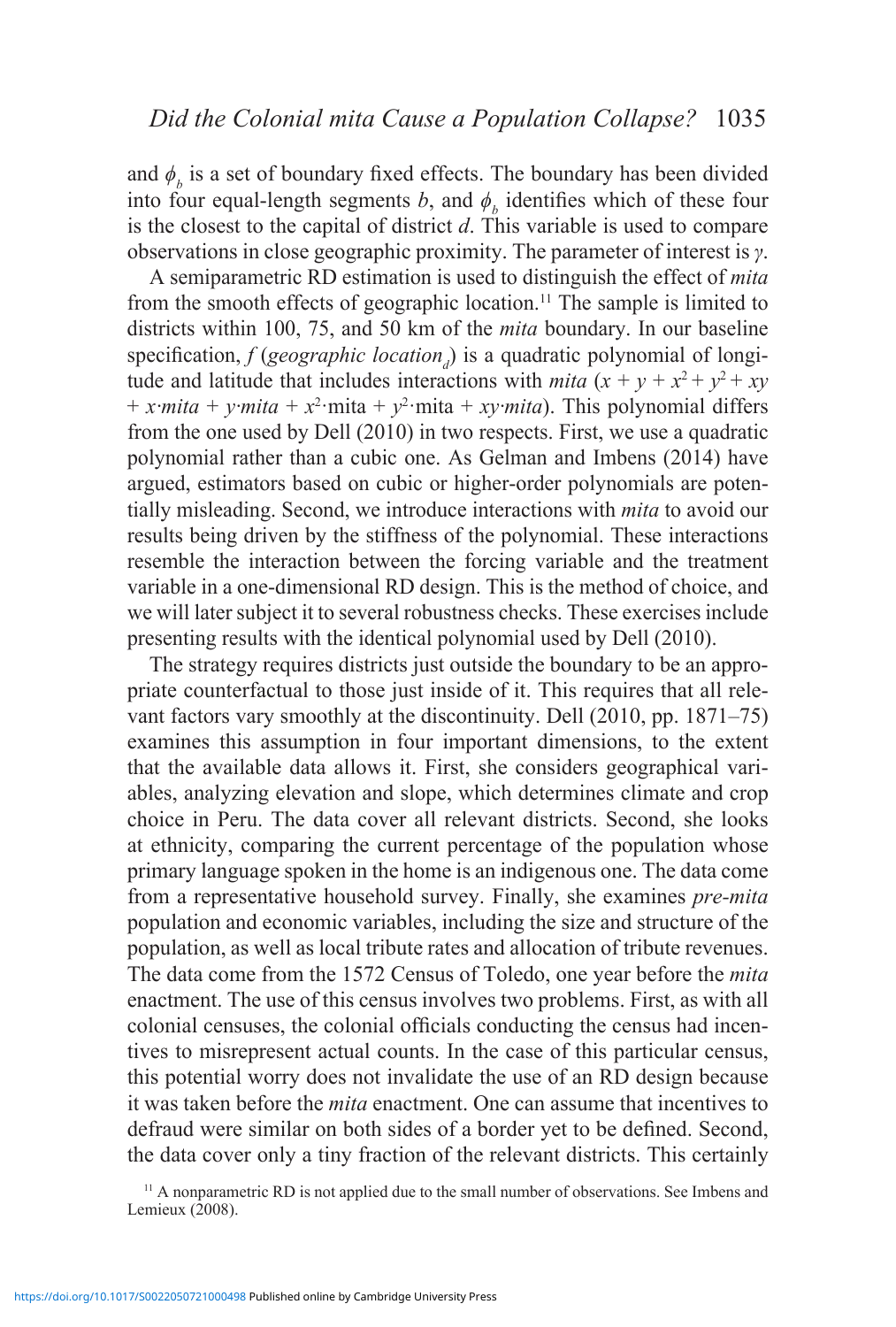and $\phi_b$ is a set of boundary fixed effects. The boundary has been divided into four equal-length segments $b$, and $\phi_b$ identifies which of these four is the closest to the capital of district $d$. This variable is used to compare observations in close geographic proximity. The parameter of interest is $\gamma$.

A semiparametric RD estimation is used to distinguish the effect of *mita* from the smooth effects of geographic location.[11] The sample is limited to districts within 100, 75, and 50 km of the *mita* boundary. In our baseline specification, $f$ (*geographic location*$_d$) is a quadratic polynomial of longitude and latitude that includes interactions with *mita* ($x + y + x^2 + y^2 + xy + x{\cdot}mita + y{\cdot}mita + x^2{\cdot}\text{mita} + y^2{\cdot}\text{mita} + xy{\cdot}mita$). This polynomial differs from the one used by Dell (2010) in two respects. First, we use a quadratic polynomial rather than a cubic one. As Gelman and Imbens (2014) have argued, estimators based on cubic or higher-order polynomials are potentially misleading. Second, we introduce interactions with *mita* to avoid our results being driven by the stiffness of the polynomial. These interactions resemble the interaction between the forcing variable and the treatment variable in a one-dimensional RD design. This is the method of choice, and we will later subject it to several robustness checks. These exercises include presenting results with the identical polynomial used by Dell (2010).

The strategy requires districts just outside the boundary to be an appropriate counterfactual to those just inside of it. This requires that all relevant factors vary smoothly at the discontinuity. Dell (2010, pp. 1871–75) examines this assumption in four important dimensions, to the extent that the available data allows it. First, she considers geographical variables, analyzing elevation and slope, which determines climate and crop choice in Peru. The data cover all relevant districts. Second, she looks at ethnicity, comparing the current percentage of the population whose primary language spoken in the home is an indigenous one. The data come from a representative household survey. Finally, she examines *pre-mita* population and economic variables, including the size and structure of the population, as well as local tribute rates and allocation of tribute revenues. The data come from the 1572 Census of Toledo, one year before the *mita* enactment. The use of this census involves two problems. First, as with all colonial censuses, the colonial officials conducting the census had incentives to misrepresent actual counts. In the case of this particular census, this potential worry does not invalidate the use of an RD design because it was taken before the *mita* enactment. One can assume that incentives to defraud were similar on both sides of a border yet to be defined. Second, the data cover only a tiny fraction of the relevant districts. This certainly

[11] A nonparametric RD is not applied due to the small number of observations. See Imbens and Lemieux (2008).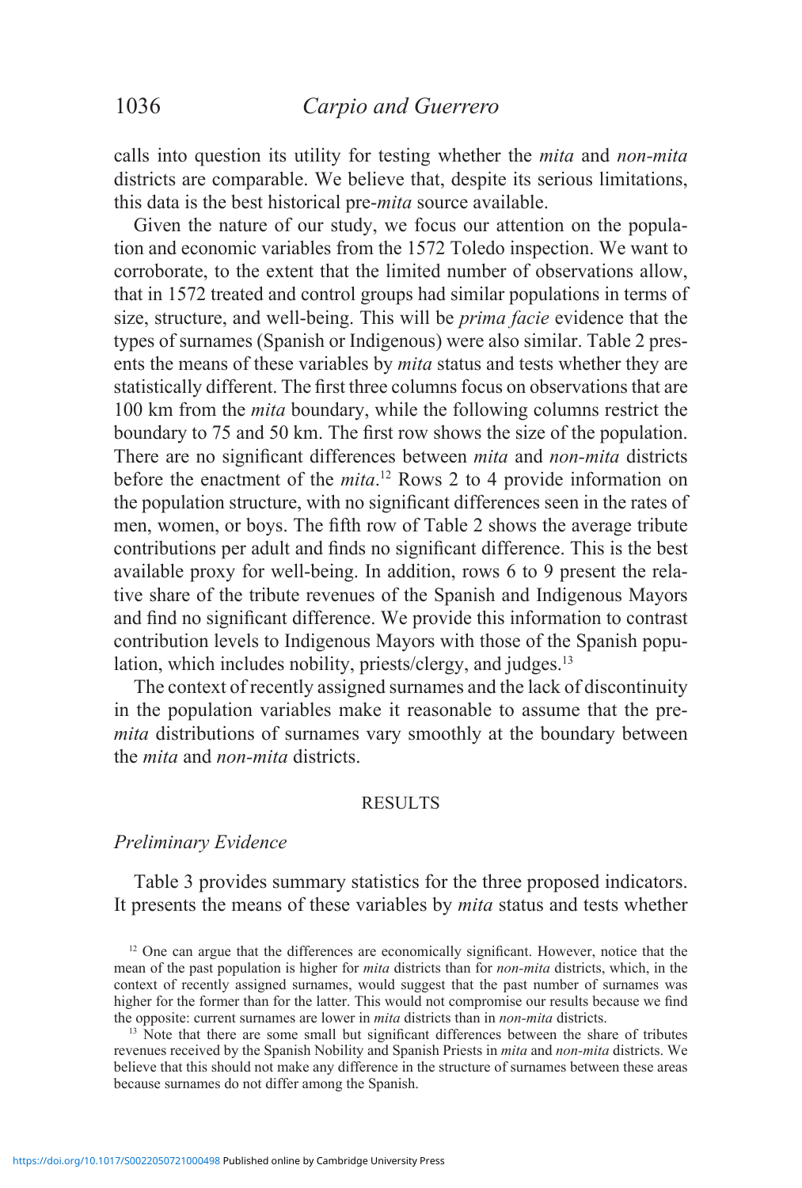calls into question its utility for testing whether the *mita* and *non-mita* districts are comparable. We believe that, despite its serious limitations, this data is the best historical pre-*mita* source available.

Given the nature of our study, we focus our attention on the population and economic variables from the 1572 Toledo inspection. We want to corroborate, to the extent that the limited number of observations allow, that in 1572 treated and control groups had similar populations in terms of size, structure, and well-being. This will be *prima facie* evidence that the types of surnames (Spanish or Indigenous) were also similar. Table 2 presents the means of these variables by *mita* status and tests whether they are statistically different. The first three columns focus on observations that are 100 km from the *mita* boundary, while the following columns restrict the boundary to 75 and 50 km. The first row shows the size of the population. There are no significant differences between *mita* and *non-mita* districts before the enactment of the *mita*.[12] Rows 2 to 4 provide information on the population structure, with no significant differences seen in the rates of men, women, or boys. The fifth row of Table 2 shows the average tribute contributions per adult and finds no significant difference. This is the best available proxy for well-being. In addition, rows 6 to 9 present the relative share of the tribute revenues of the Spanish and Indigenous Mayors and find no significant difference. We provide this information to contrast contribution levels to Indigenous Mayors with those of the Spanish population, which includes nobility, priests/clergy, and judges.[13]

The context of recently assigned surnames and the lack of discontinuity in the population variables make it reasonable to assume that the pre-*mita* distributions of surnames vary smoothly at the boundary between the *mita* and *non-mita* districts.

## RESULTS

### *Preliminary Evidence*

Table 3 provides summary statistics for the three proposed indicators. It presents the means of these variables by *mita* status and tests whether

[12] One can argue that the differences are economically significant. However, notice that the mean of the past population is higher for *mita* districts than for *non-mita* districts, which, in the context of recently assigned surnames, would suggest that the past number of surnames was higher for the former than for the latter. This would not compromise our results because we find the opposite: current surnames are lower in *mita* districts than in *non-mita* districts.

[13] Note that there are some small but significant differences between the share of tributes revenues received by the Spanish Nobility and Spanish Priests in *mita* and *non-mita* districts. We believe that this should not make any difference in the structure of surnames between these areas because surnames do not differ among the Spanish.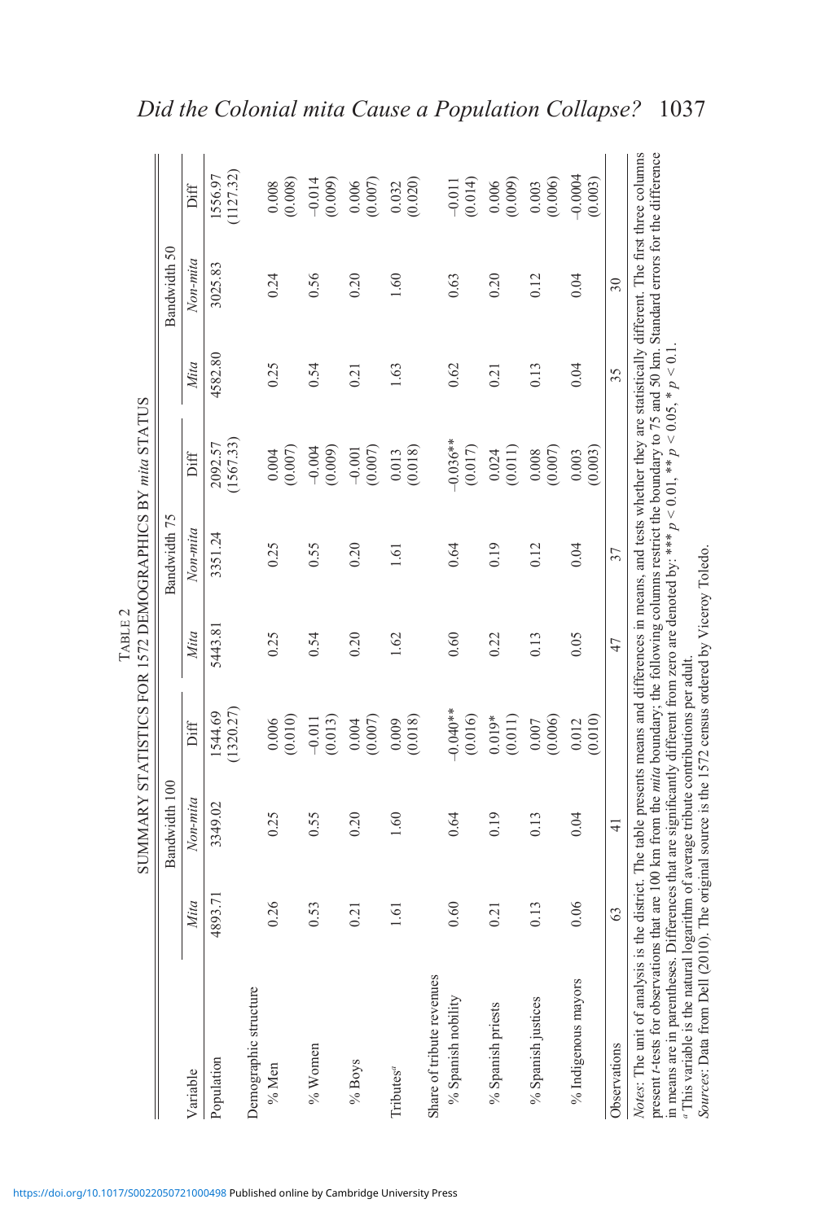TABLE 2

SUMMARY STATISTICS FOR 1572 DEMOGRAPHICS BY *mita* STATUS

| Variable | Bandwidth 100 | | | Bandwidth 75 | | | Bandwidth 50 | | |
|---|---|---|---|---|---|---|---|---|---|
| | *Mita* | *Non-mita* | Diff | *Mita* | *Non-mita* | Diff | *Mita* | *Non-mita* | Diff |
| Population | 4893.71 | 3349.02 | 1544.69 (1320.27) | 5443.81 | 3351.24 | 2092.57 (1567.33) | 4582.80 | 3025.83 | 1556.97 (1127.32) |
| Demographic structure | | | | | | | | | |
| % Men | 0.26 | 0.25 | 0.006 (0.010) | 0.25 | 0.25 | 0.004 (0.007) | 0.25 | 0.24 | 0.008 (0.008) |
| % Women | 0.53 | 0.55 | −0.011 (0.013) | 0.54 | 0.55 | −0.004 (0.009) | 0.54 | 0.56 | −0.014 (0.009) |
| % Boys | 0.21 | 0.20 | 0.004 (0.007) | 0.20 | 0.20 | −0.001 (0.007) | 0.21 | 0.20 | 0.006 (0.007) |
| Tributes[a] | 1.61 | 1.60 | 0.009 (0.018) | 1.62 | 1.61 | 0.013 (0.018) | 1.63 | 1.60 | 0.032 (0.020) |
| Share of tribute revenues | | | | | | | | | |
| % Spanish nobility | 0.60 | 0.64 | −0.040** (0.016) | 0.60 | 0.64 | −0.036** (0.017) | 0.62 | 0.63 | −0.011 (0.014) |
| % Spanish priests | 0.21 | 0.19 | 0.019* (0.011) | 0.22 | 0.19 | 0.024 (0.011) | 0.21 | 0.20 | 0.006 (0.009) |
| % Spanish justices | 0.13 | 0.13 | 0.007 (0.006) | 0.13 | 0.12 | 0.008 (0.007) | 0.13 | 0.12 | 0.003 (0.006) |
| % Indigenous mayors | 0.06 | 0.04 | 0.012 (0.010) | 0.05 | 0.04 | 0.003 (0.003) | 0.04 | 0.04 | −0.0004 (0.003) |
| Observations | 63 | 41 | | 47 | 37 | | 35 | 30 | |

*Notes*: The unit of analysis is the district. The table presents means and differences in means, and tests whether they are statistically different. The first three columns present *t*-tests for observations that are 100 km from the *mita* boundary; the following columns restrict the boundary to 75 and 50 km. Standard errors for the difference in means are in parentheses. Differences that are significantly different from zero are denoted by: *** $p < 0.01$, ** $p < 0.05$, * $p < 0.1$.

[a] This variable is the natural logarithm of average tribute contributions per adult.

*Sources*: Data from Dell (2010). The original source is the 1572 census ordered by Viceroy Toledo.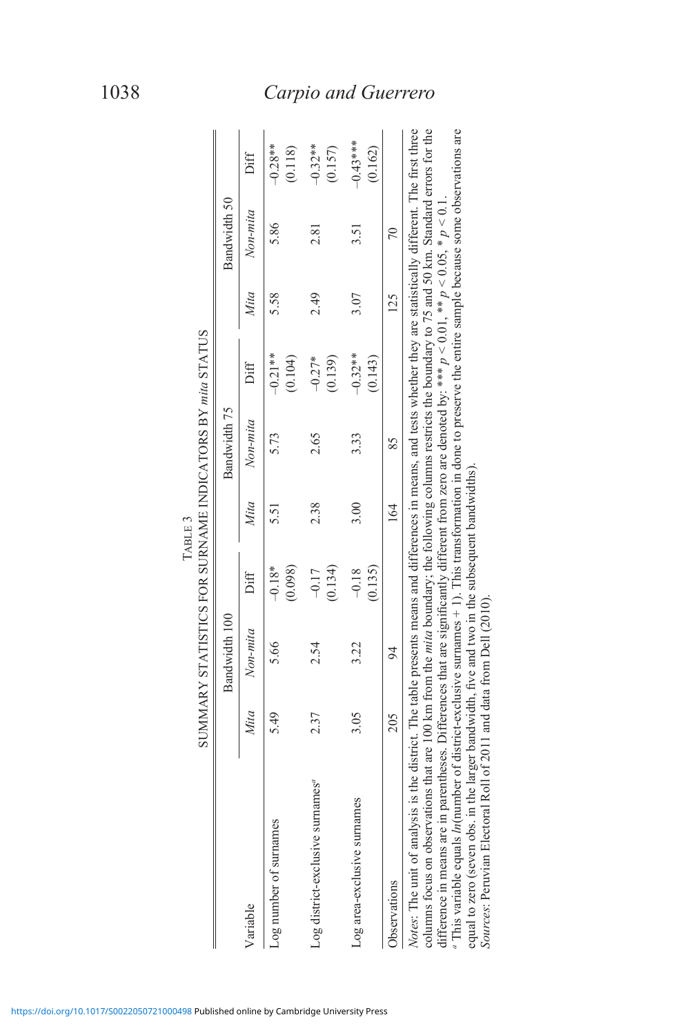TABLE 3

SUMMARY STATISTICS FOR SURNAME INDICATORS BY *mita* STATUS

| Variable | Bandwidth 100 | | | Bandwidth 75 | | | Bandwidth 50 | | |
|---|---|---|---|---|---|---|---|---|---|
| | *Mita* | *Non-mita* | Diff | *Mita* | *Non-mita* | Diff | *Mita* | *Non-mita* | Diff |
| Log number of surnames | 5.49 | 5.66 | −0.18* | 5.51 | 5.73 | −0.21** | 5.58 | 5.86 | −0.28** |
| | | | (0.098) | | | (0.104) | | | (0.118) |
| Log district-exclusive surnames[a] | 2.37 | 2.54 | −0.17 | 2.38 | 2.65 | −0.27* | 2.49 | 2.81 | −0.32** |
| | | | (0.134) | | | (0.139) | | | (0.157) |
| Log area-exclusive surnames | 3.05 | 3.22 | −0.18 | 3.00 | 3.33 | −0.32** | 3.07 | 3.51 | −0.43*** |
| | | | (0.135) | | | (0.143) | | | (0.162) |
| Observations | 205 | 94 | | 164 | 85 | | 125 | 70 | |

*Notes*: The unit of analysis is the district. The table presents means and differences in means, and tests whether they are statistically different. The first three columns focus on observations that are 100 km from the *mita* boundary; the following columns restricts the boundary to 75 and 50 km. Standard errors for the difference in means are in parentheses. Differences that are significantly different from zero are denoted by: *** $p < 0.01$, ** $p < 0.05$, * $p < 0.1$.

[a] This variable equals $ln$(number of district-exclusive surnames + 1). This transformation in done to preserve the entire sample because some observations are equal to zero (seven obs. in the larger bandwidth, five and two in the subsequent bandwidths).

*Sources*: Peruvian Electoral Roll of 2011 and data from Dell (2010).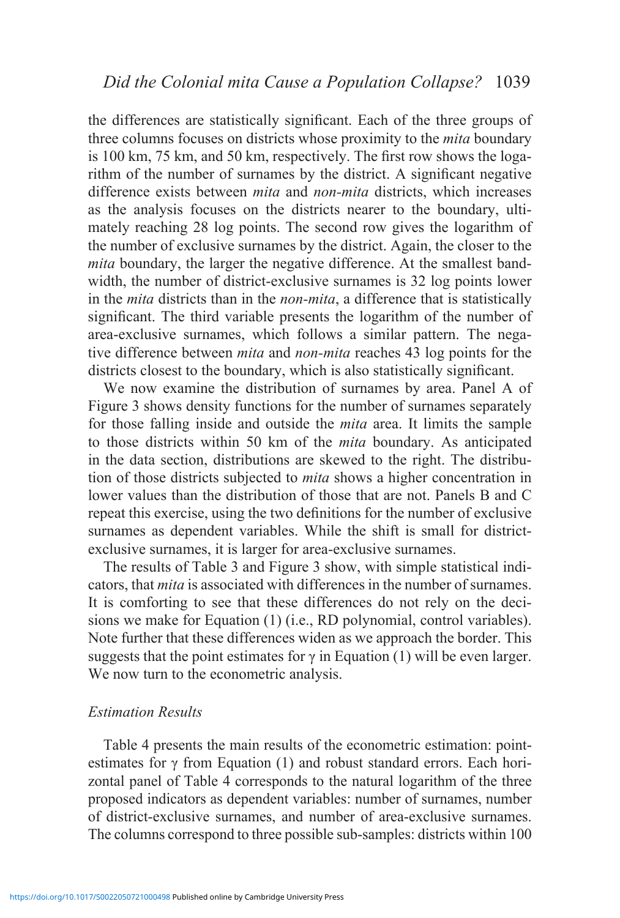the differences are statistically significant. Each of the three groups of three columns focuses on districts whose proximity to the *mita* boundary is 100 km, 75 km, and 50 km, respectively. The first row shows the logarithm of the number of surnames by the district. A significant negative difference exists between *mita* and *non-mita* districts, which increases as the analysis focuses on the districts nearer to the boundary, ultimately reaching 28 log points. The second row gives the logarithm of the number of exclusive surnames by the district. Again, the closer to the *mita* boundary, the larger the negative difference. At the smallest bandwidth, the number of district-exclusive surnames is 32 log points lower in the *mita* districts than in the *non-mita*, a difference that is statistically significant. The third variable presents the logarithm of the number of area-exclusive surnames, which follows a similar pattern. The negative difference between *mita* and *non-mita* reaches 43 log points for the districts closest to the boundary, which is also statistically significant.

We now examine the distribution of surnames by area. Panel A of Figure 3 shows density functions for the number of surnames separately for those falling inside and outside the *mita* area. It limits the sample to those districts within 50 km of the *mita* boundary. As anticipated in the data section, distributions are skewed to the right. The distribution of those districts subjected to *mita* shows a higher concentration in lower values than the distribution of those that are not. Panels B and C repeat this exercise, using the two definitions for the number of exclusive surnames as dependent variables. While the shift is small for district-exclusive surnames, it is larger for area-exclusive surnames.

The results of Table 3 and Figure 3 show, with simple statistical indicators, that *mita* is associated with differences in the number of surnames. It is comforting to see that these differences do not rely on the decisions we make for Equation (1) (i.e., RD polynomial, control variables). Note further that these differences widen as we approach the border. This suggests that the point estimates for $\gamma$ in Equation (1) will be even larger. We now turn to the econometric analysis.

### Estimation Results

Table 4 presents the main results of the econometric estimation: point-estimates for $\gamma$ from Equation (1) and robust standard errors. Each horizontal panel of Table 4 corresponds to the natural logarithm of the three proposed indicators as dependent variables: number of surnames, number of district-exclusive surnames, and number of area-exclusive surnames. The columns correspond to three possible sub-samples: districts within 100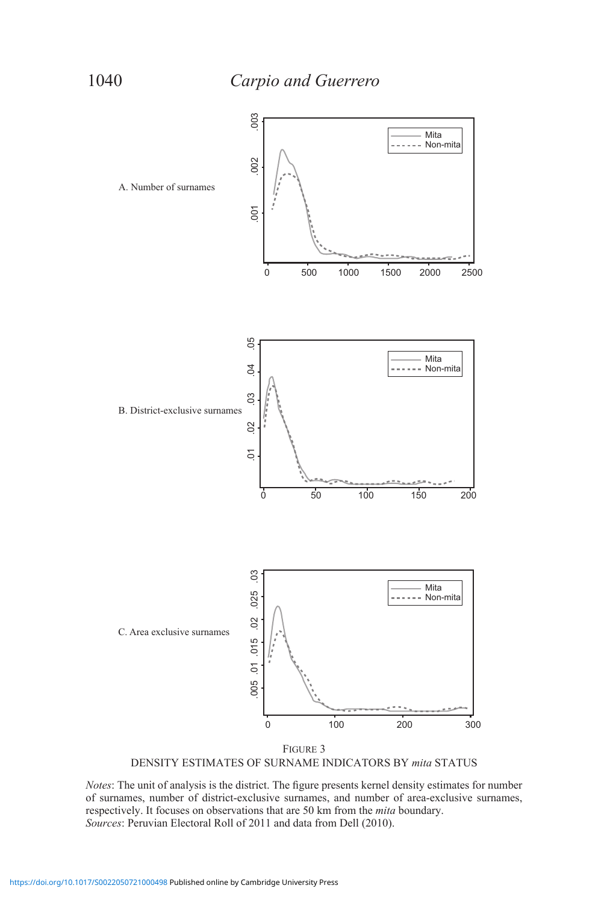A. Number of surnames

B. District-exclusive surnames

C. Area exclusive surnames

FIGURE 3
DENSITY ESTIMATES OF SURNAME INDICATORS BY *mita* STATUS

*Notes*: The unit of analysis is the district. The figure presents kernel density estimates for number of surnames, number of district-exclusive surnames, and number of area-exclusive surnames, respectively. It focuses on observations that are 50 km from the *mita* boundary.
*Sources*: Peruvian Electoral Roll of 2011 and data from Dell (2010).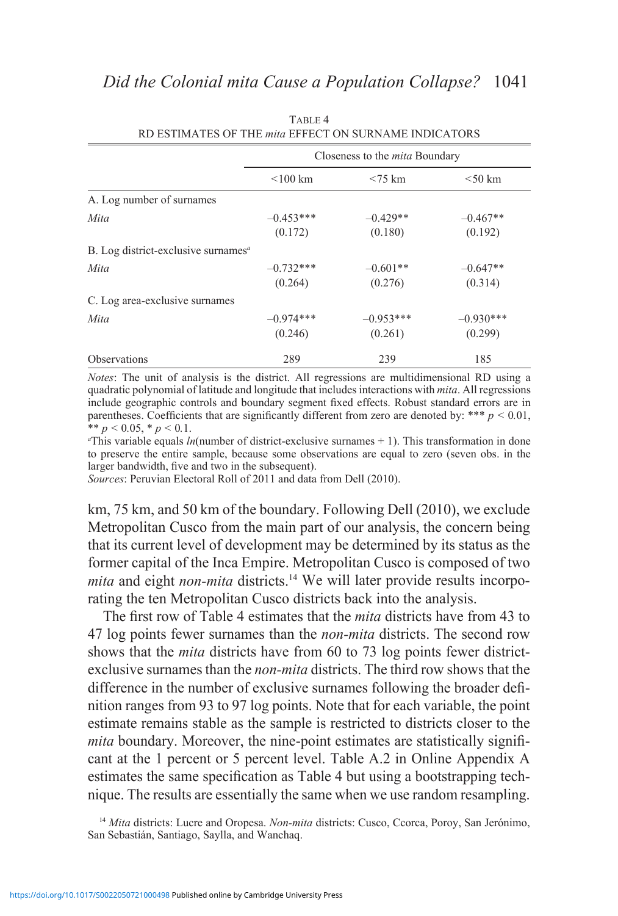TABLE 4

RD ESTIMATES OF THE *mita* EFFECT ON SURNAME INDICATORS

| | Closeness to the *mita* Boundary | | |
|---|---|---|---|
| | <100 km | <75 km | <50 km |
| A. Log number of surnames | | | |
| *Mita* | –0.453*** | –0.429** | –0.467** |
| | (0.172) | (0.180) | (0.192) |
| B. Log district-exclusive surnames[a] | | | |
| *Mita* | –0.732*** | –0.601** | –0.647** |
| | (0.264) | (0.276) | (0.314) |
| C. Log area-exclusive surnames | | | |
| *Mita* | –0.974*** | –0.953*** | –0.930*** |
| | (0.246) | (0.261) | (0.299) |
| Observations | 289 | 239 | 185 |

*Notes*: The unit of analysis is the district. All regressions are multidimensional RD using a quadratic polynomial of latitude and longitude that includes interactions with *mita*. All regressions include geographic controls and boundary segment fixed effects. Robust standard errors are in parentheses. Coefficients that are significantly different from zero are denoted by: *** $p < 0.01$, ** $p < 0.05$, * $p < 0.1$.

[a]This variable equals *ln*(number of district-exclusive surnames + 1). This transformation in done to preserve the entire sample, because some observations are equal to zero (seven obs. in the larger bandwidth, five and two in the subsequent).

*Sources*: Peruvian Electoral Roll of 2011 and data from Dell (2010).

km, 75 km, and 50 km of the boundary. Following Dell (2010), we exclude Metropolitan Cusco from the main part of our analysis, the concern being that its current level of development may be determined by its status as the former capital of the Inca Empire. Metropolitan Cusco is composed of two *mita* and eight *non-mita* districts.[14] We will later provide results incorporating the ten Metropolitan Cusco districts back into the analysis.

The first row of Table 4 estimates that the *mita* districts have from 43 to 47 log points fewer surnames than the *non-mita* districts. The second row shows that the *mita* districts have from 60 to 73 log points fewer district-exclusive surnames than the *non-mita* districts. The third row shows that the difference in the number of exclusive surnames following the broader definition ranges from 93 to 97 log points. Note that for each variable, the point estimate remains stable as the sample is restricted to districts closer to the *mita* boundary. Moreover, the nine-point estimates are statistically significant at the 1 percent or 5 percent level. Table A.2 in Online Appendix A estimates the same specification as Table 4 but using a bootstrapping technique. The results are essentially the same when we use random resampling.

[14] *Mita* districts: Lucre and Oropesa. *Non-mita* districts: Cusco, Ccorca, Poroy, San Jerónimo, San Sebastián, Santiago, Saylla, and Wanchaq.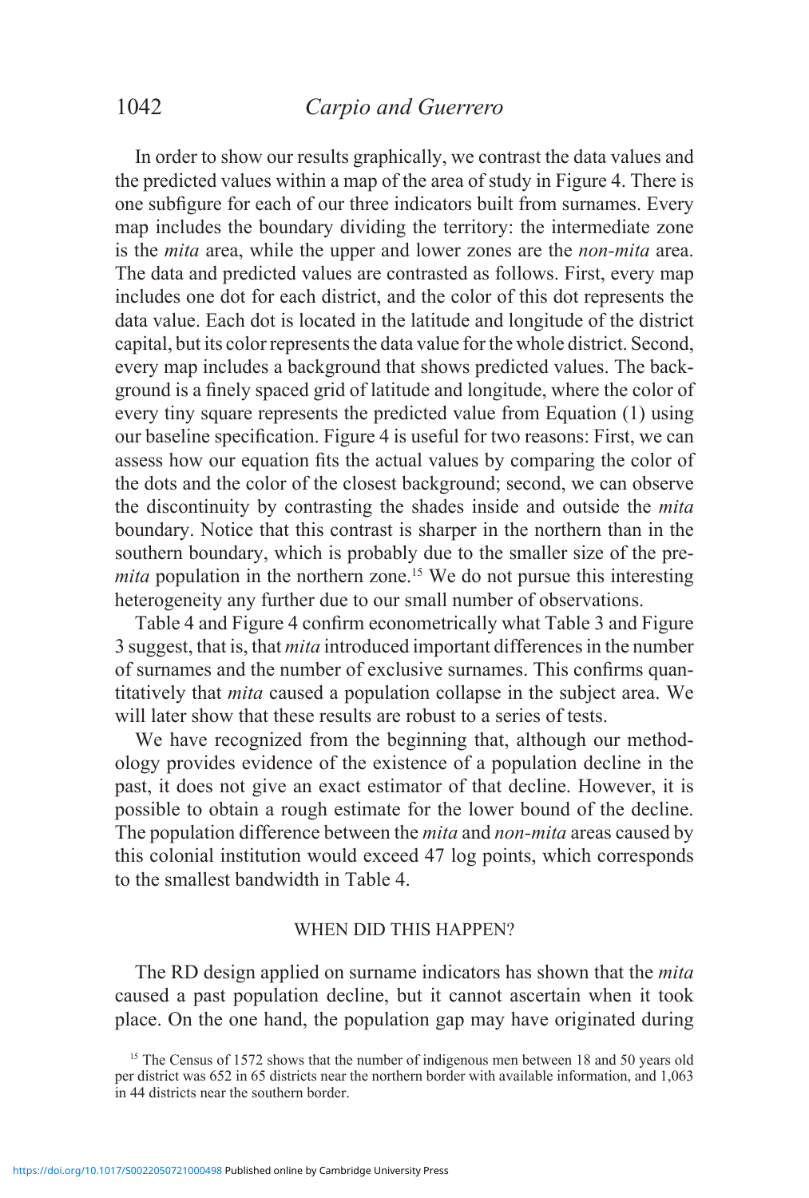In order to show our results graphically, we contrast the data values and the predicted values within a map of the area of study in Figure 4. There is one subfigure for each of our three indicators built from surnames. Every map includes the boundary dividing the territory: the intermediate zone is the *mita* area, while the upper and lower zones are the *non-mita* area. The data and predicted values are contrasted as follows. First, every map includes one dot for each district, and the color of this dot represents the data value. Each dot is located in the latitude and longitude of the district capital, but its color represents the data value for the whole district. Second, every map includes a background that shows predicted values. The background is a finely spaced grid of latitude and longitude, where the color of every tiny square represents the predicted value from Equation (1) using our baseline specification. Figure 4 is useful for two reasons: First, we can assess how our equation fits the actual values by comparing the color of the dots and the color of the closest background; second, we can observe the discontinuity by contrasting the shades inside and outside the *mita* boundary. Notice that this contrast is sharper in the northern than in the southern boundary, which is probably due to the smaller size of the pre-*mita* population in the northern zone.[15] We do not pursue this interesting heterogeneity any further due to our small number of observations.

Table 4 and Figure 4 confirm econometrically what Table 3 and Figure 3 suggest, that is, that *mita* introduced important differences in the number of surnames and the number of exclusive surnames. This confirms quantitatively that *mita* caused a population collapse in the subject area. We will later show that these results are robust to a series of tests.

We have recognized from the beginning that, although our methodology provides evidence of the existence of a population decline in the past, it does not give an exact estimator of that decline. However, it is possible to obtain a rough estimate for the lower bound of the decline. The population difference between the *mita* and *non-mita* areas caused by this colonial institution would exceed 47 log points, which corresponds to the smallest bandwidth in Table 4.

## WHEN DID THIS HAPPEN?

The RD design applied on surname indicators has shown that the *mita* caused a past population decline, but it cannot ascertain when it took place. On the one hand, the population gap may have originated during

[15] The Census of 1572 shows that the number of indigenous men between 18 and 50 years old per district was 652 in 65 districts near the northern border with available information, and 1,063 in 44 districts near the southern border.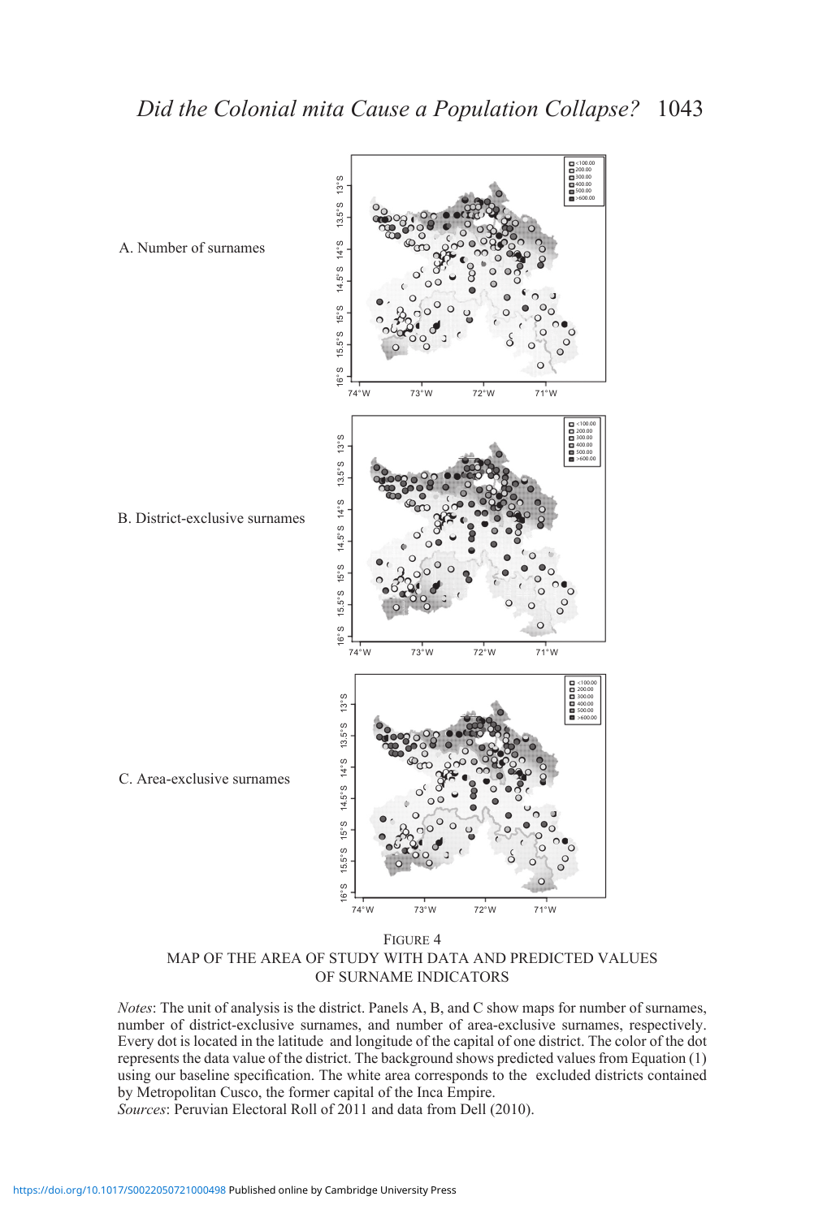A. Number of surnames

B. District-exclusive surnames

C. Area-exclusive surnames

FIGURE 4
MAP OF THE AREA OF STUDY WITH DATA AND PREDICTED VALUES OF SURNAME INDICATORS

*Notes*: The unit of analysis is the district. Panels A, B, and C show maps for number of surnames, number of district-exclusive surnames, and number of area-exclusive surnames, respectively. Every dot is located in the latitude and longitude of the capital of one district. The color of the dot represents the data value of the district. The background shows predicted values from Equation (1) using our baseline specification. The white area corresponds to the excluded districts contained by Metropolitan Cusco, the former capital of the Inca Empire.
*Sources*: Peruvian Electoral Roll of 2011 and data from Dell (2010).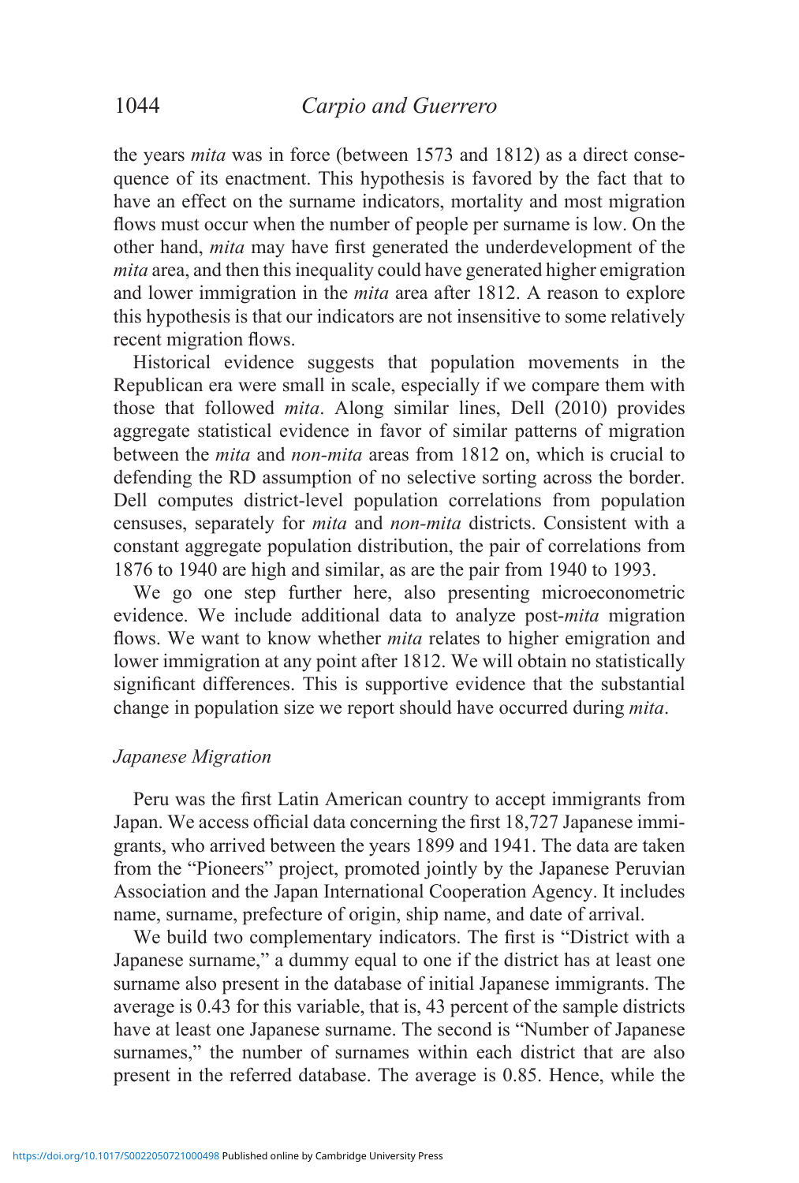the years *mita* was in force (between 1573 and 1812) as a direct consequence of its enactment. This hypothesis is favored by the fact that to have an effect on the surname indicators, mortality and most migration flows must occur when the number of people per surname is low. On the other hand, *mita* may have first generated the underdevelopment of the *mita* area, and then this inequality could have generated higher emigration and lower immigration in the *mita* area after 1812. A reason to explore this hypothesis is that our indicators are not insensitive to some relatively recent migration flows.

Historical evidence suggests that population movements in the Republican era were small in scale, especially if we compare them with those that followed *mita*. Along similar lines, Dell (2010) provides aggregate statistical evidence in favor of similar patterns of migration between the *mita* and *non-mita* areas from 1812 on, which is crucial to defending the RD assumption of no selective sorting across the border. Dell computes district-level population correlations from population censuses, separately for *mita* and *non-mita* districts. Consistent with a constant aggregate population distribution, the pair of correlations from 1876 to 1940 are high and similar, as are the pair from 1940 to 1993.

We go one step further here, also presenting microeconometric evidence. We include additional data to analyze post-*mita* migration flows. We want to know whether *mita* relates to higher emigration and lower immigration at any point after 1812. We will obtain no statistically significant differences. This is supportive evidence that the substantial change in population size we report should have occurred during *mita*.

### *Japanese Migration*

Peru was the first Latin American country to accept immigrants from Japan. We access official data concerning the first 18,727 Japanese immigrants, who arrived between the years 1899 and 1941. The data are taken from the "Pioneers" project, promoted jointly by the Japanese Peruvian Association and the Japan International Cooperation Agency. It includes name, surname, prefecture of origin, ship name, and date of arrival.

We build two complementary indicators. The first is "District with a Japanese surname," a dummy equal to one if the district has at least one surname also present in the database of initial Japanese immigrants. The average is 0.43 for this variable, that is, 43 percent of the sample districts have at least one Japanese surname. The second is "Number of Japanese surnames," the number of surnames within each district that are also present in the referred database. The average is 0.85. Hence, while the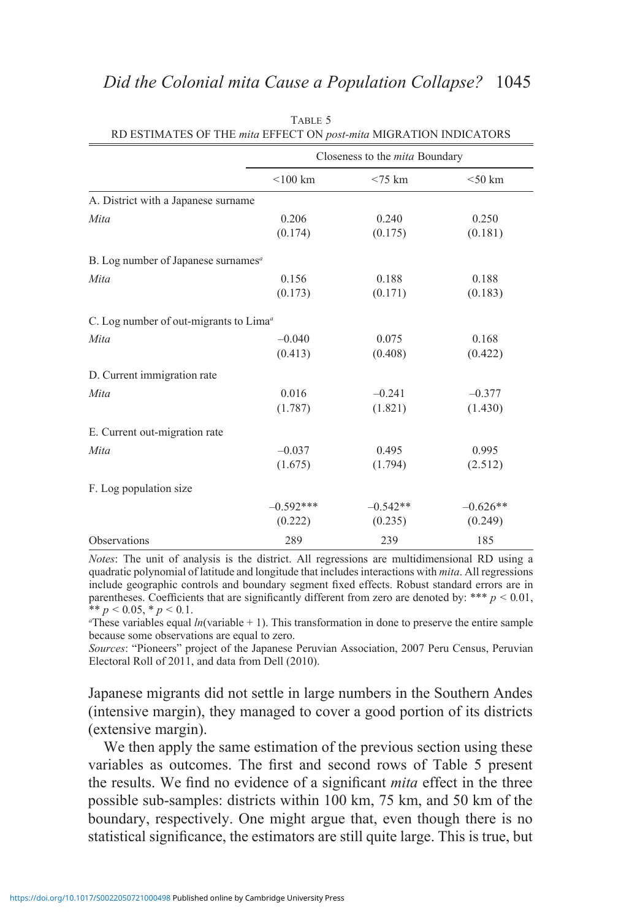TABLE 5

RD ESTIMATES OF THE *mita* EFFECT ON *post-mita* MIGRATION INDICATORS

| | Closeness to the *mita* Boundary | | |
|---|---|---|---|
| | <100 km | <75 km | <50 km |
| A. District with a Japanese surname | | | |
| *Mita* | 0.206 | 0.240 | 0.250 |
| | (0.174) | (0.175) | (0.181) |
| B. Log number of Japanese surnames[a] | | | |
| *Mita* | 0.156 | 0.188 | 0.188 |
| | (0.173) | (0.171) | (0.183) |
| C. Log number of out-migrants to Lima[a] | | | |
| *Mita* | –0.040 | 0.075 | 0.168 |
| | (0.413) | (0.408) | (0.422) |
| D. Current immigration rate | | | |
| *Mita* | 0.016 | –0.241 | –0.377 |
| | (1.787) | (1.821) | (1.430) |
| E. Current out-migration rate | | | |
| *Mita* | –0.037 | 0.495 | 0.995 |
| | (1.675) | (1.794) | (2.512) |
| F. Log population size | | | |
| | –0.592*** | –0.542** | –0.626** |
| | (0.222) | (0.235) | (0.249) |
| Observations | 289 | 239 | 185 |

*Notes*: The unit of analysis is the district. All regressions are multidimensional RD using a quadratic polynomial of latitude and longitude that includes interactions with *mita*. All regressions include geographic controls and boundary segment fixed effects. Robust standard errors are in parentheses. Coefficients that are significantly different from zero are denoted by: *** $p < 0.01$, ** $p < 0.05$, * $p < 0.1$.

[a]These variables equal $ln(\text{variable} + 1)$. This transformation in done to preserve the entire sample because some observations are equal to zero.

*Sources*: "Pioneers" project of the Japanese Peruvian Association, 2007 Peru Census, Peruvian Electoral Roll of 2011, and data from Dell (2010).

Japanese migrants did not settle in large numbers in the Southern Andes (intensive margin), they managed to cover a good portion of its districts (extensive margin).

We then apply the same estimation of the previous section using these variables as outcomes. The first and second rows of Table 5 present the results. We find no evidence of a significant *mita* effect in the three possible sub-samples: districts within 100 km, 75 km, and 50 km of the boundary, respectively. One might argue that, even though there is no statistical significance, the estimators are still quite large. This is true, but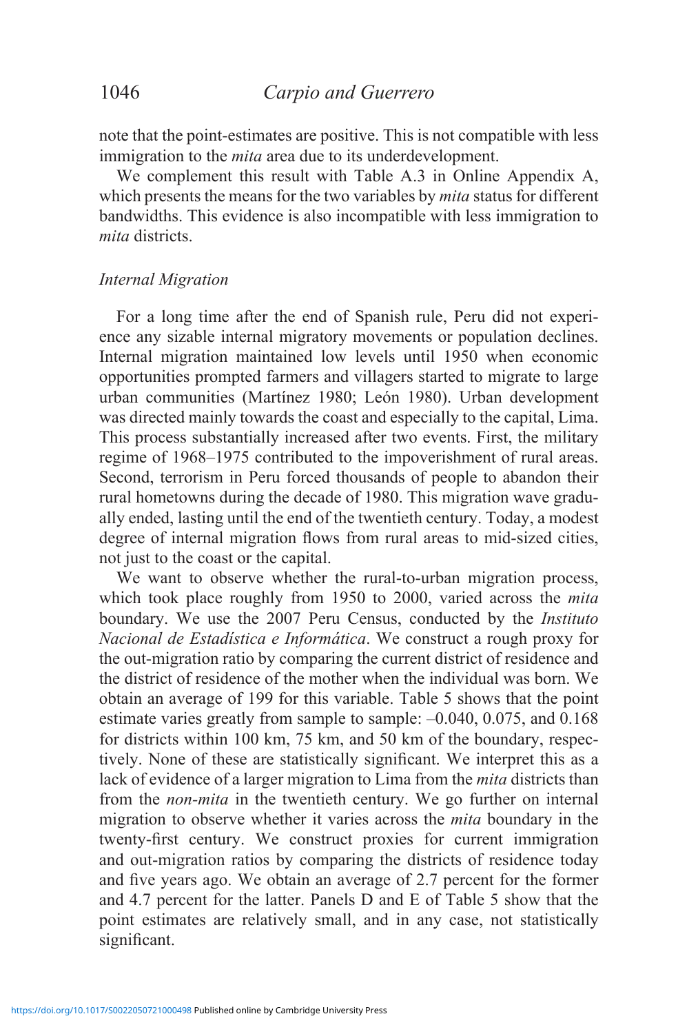note that the point-estimates are positive. This is not compatible with less immigration to the *mita* area due to its underdevelopment.

We complement this result with Table A.3 in Online Appendix A, which presents the means for the two variables by *mita* status for different bandwidths. This evidence is also incompatible with less immigration to *mita* districts.

### *Internal Migration*

For a long time after the end of Spanish rule, Peru did not experience any sizable internal migratory movements or population declines. Internal migration maintained low levels until 1950 when economic opportunities prompted farmers and villagers started to migrate to large urban communities (Martínez 1980; León 1980). Urban development was directed mainly towards the coast and especially to the capital, Lima. This process substantially increased after two events. First, the military regime of 1968–1975 contributed to the impoverishment of rural areas. Second, terrorism in Peru forced thousands of people to abandon their rural hometowns during the decade of 1980. This migration wave gradually ended, lasting until the end of the twentieth century. Today, a modest degree of internal migration flows from rural areas to mid-sized cities, not just to the coast or the capital.

We want to observe whether the rural-to-urban migration process, which took place roughly from 1950 to 2000, varied across the *mita* boundary. We use the 2007 Peru Census, conducted by the *Instituto Nacional de Estadística e Informática*. We construct a rough proxy for the out-migration ratio by comparing the current district of residence and the district of residence of the mother when the individual was born. We obtain an average of 199 for this variable. Table 5 shows that the point estimate varies greatly from sample to sample: –0.040, 0.075, and 0.168 for districts within 100 km, 75 km, and 50 km of the boundary, respectively. None of these are statistically significant. We interpret this as a lack of evidence of a larger migration to Lima from the *mita* districts than from the *non-mita* in the twentieth century. We go further on internal migration to observe whether it varies across the *mita* boundary in the twenty-first century. We construct proxies for current immigration and out-migration ratios by comparing the districts of residence today and five years ago. We obtain an average of 2.7 percent for the former and 4.7 percent for the latter. Panels D and E of Table 5 show that the point estimates are relatively small, and in any case, not statistically significant.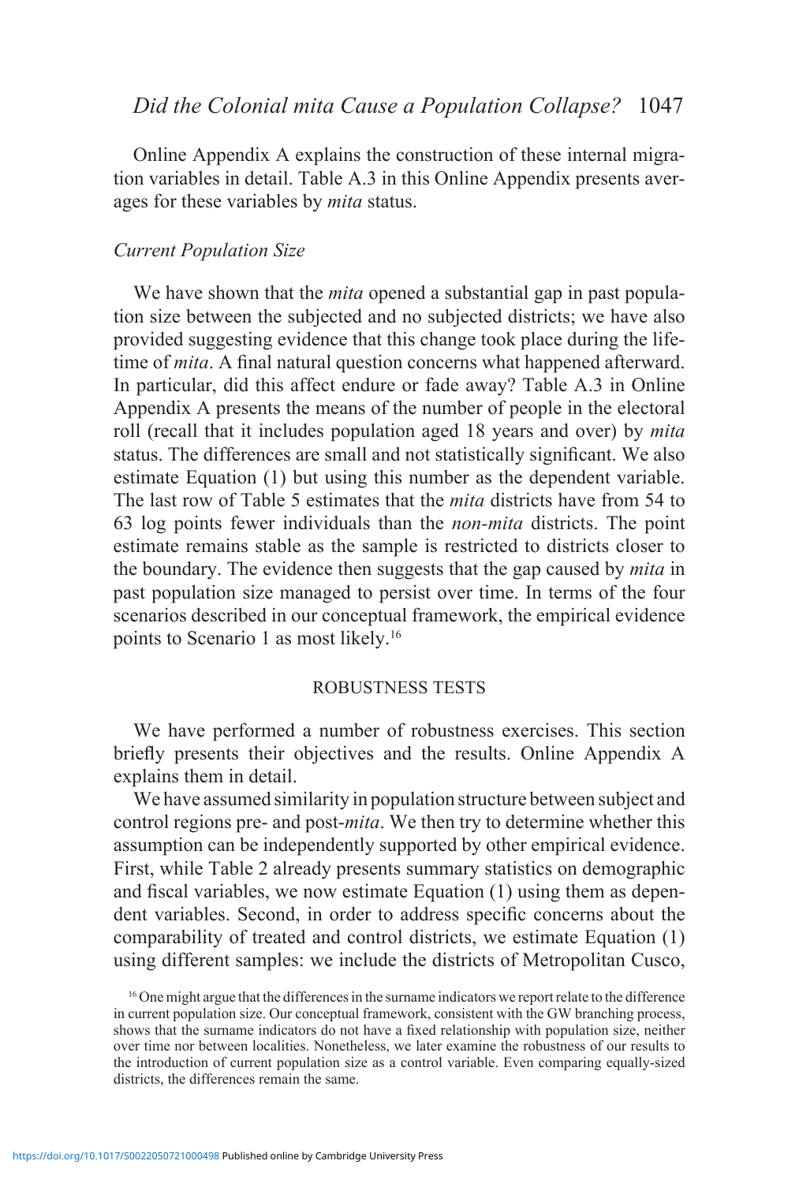Online Appendix A explains the construction of these internal migration variables in detail. Table A.3 in this Online Appendix presents averages for these variables by *mita* status.

### *Current Population Size*

We have shown that the *mita* opened a substantial gap in past population size between the subjected and no subjected districts; we have also provided suggesting evidence that this change took place during the lifetime of *mita*. A final natural question concerns what happened afterward. In particular, did this affect endure or fade away? Table A.3 in Online Appendix A presents the means of the number of people in the electoral roll (recall that it includes population aged 18 years and over) by *mita* status. The differences are small and not statistically significant. We also estimate Equation (1) but using this number as the dependent variable. The last row of Table 5 estimates that the *mita* districts have from 54 to 63 log points fewer individuals than the *non-mita* districts. The point estimate remains stable as the sample is restricted to districts closer to the boundary. The evidence then suggests that the gap caused by *mita* in past population size managed to persist over time. In terms of the four scenarios described in our conceptual framework, the empirical evidence points to Scenario 1 as most likely.[16]

## ROBUSTNESS TESTS

We have performed a number of robustness exercises. This section briefly presents their objectives and the results. Online Appendix A explains them in detail.

We have assumed similarity in population structure between subject and control regions pre- and post-*mita*. We then try to determine whether this assumption can be independently supported by other empirical evidence. First, while Table 2 already presents summary statistics on demographic and fiscal variables, we now estimate Equation (1) using them as dependent variables. Second, in order to address specific concerns about the comparability of treated and control districts, we estimate Equation (1) using different samples: we include the districts of Metropolitan Cusco,

[16] One might argue that the differences in the surname indicators we report relate to the difference in current population size. Our conceptual framework, consistent with the GW branching process, shows that the surname indicators do not have a fixed relationship with population size, neither over time nor between localities. Nonetheless, we later examine the robustness of our results to the introduction of current population size as a control variable. Even comparing equally-sized districts, the differences remain the same.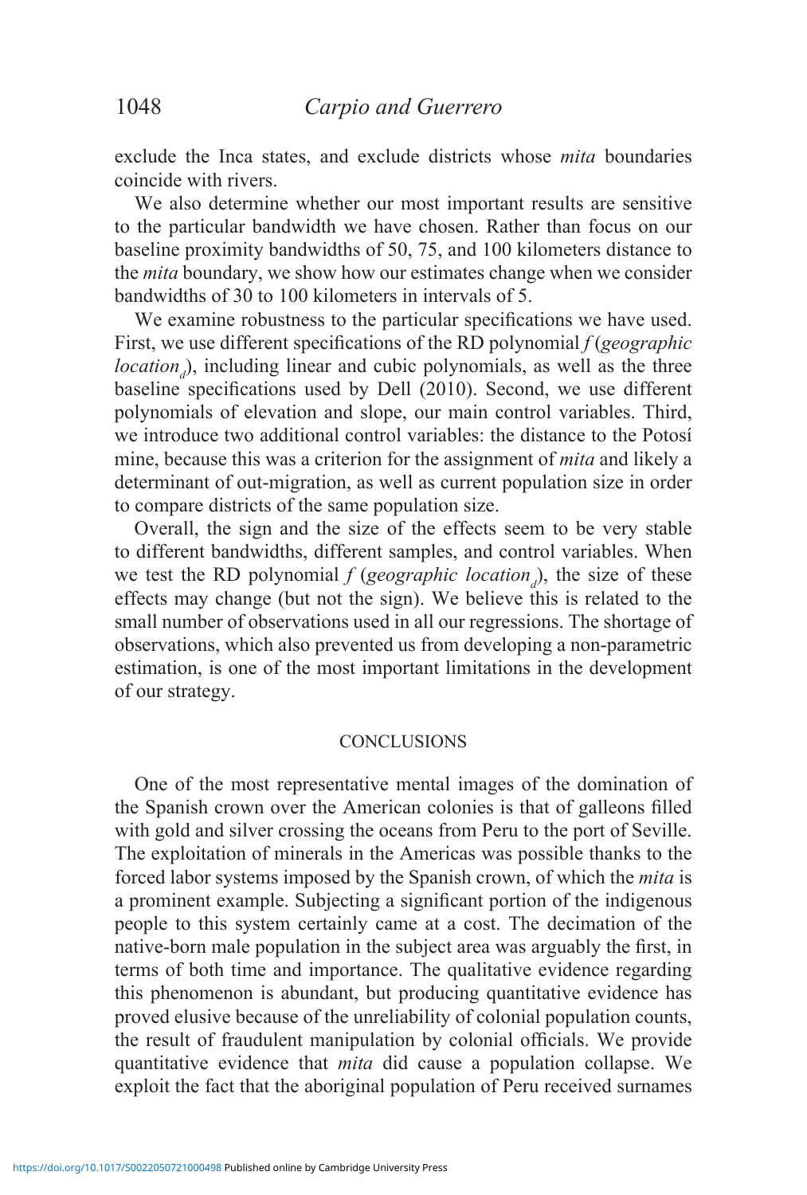exclude the Inca states, and exclude districts whose *mita* boundaries coincide with rivers.

We also determine whether our most important results are sensitive to the particular bandwidth we have chosen. Rather than focus on our baseline proximity bandwidths of 50, 75, and 100 kilometers distance to the *mita* boundary, we show how our estimates change when we consider bandwidths of 30 to 100 kilometers in intervals of 5.

We examine robustness to the particular specifications we have used. First, we use different specifications of the RD polynomial $f$ (*geographic location*$_d$), including linear and cubic polynomials, as well as the three baseline specifications used by Dell (2010). Second, we use different polynomials of elevation and slope, our main control variables. Third, we introduce two additional control variables: the distance to the Potosí mine, because this was a criterion for the assignment of *mita* and likely a determinant of out-migration, as well as current population size in order to compare districts of the same population size.

Overall, the sign and the size of the effects seem to be very stable to different bandwidths, different samples, and control variables. When we test the RD polynomial $f$ (*geographic location*$_d$), the size of these effects may change (but not the sign). We believe this is related to the small number of observations used in all our regressions. The shortage of observations, which also prevented us from developing a non-parametric estimation, is one of the most important limitations in the development of our strategy.

## CONCLUSIONS

One of the most representative mental images of the domination of the Spanish crown over the American colonies is that of galleons filled with gold and silver crossing the oceans from Peru to the port of Seville. The exploitation of minerals in the Americas was possible thanks to the forced labor systems imposed by the Spanish crown, of which the *mita* is a prominent example. Subjecting a significant portion of the indigenous people to this system certainly came at a cost. The decimation of the native-born male population in the subject area was arguably the first, in terms of both time and importance. The qualitative evidence regarding this phenomenon is abundant, but producing quantitative evidence has proved elusive because of the unreliability of colonial population counts, the result of fraudulent manipulation by colonial officials. We provide quantitative evidence that *mita* did cause a population collapse. We exploit the fact that the aboriginal population of Peru received surnames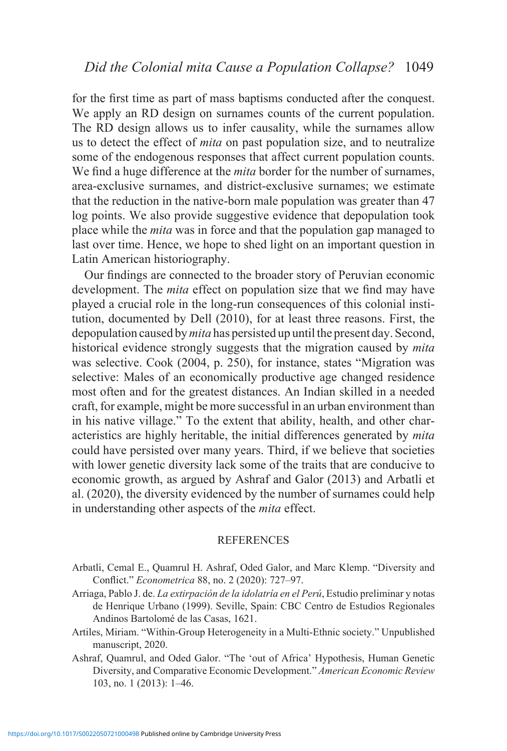for the first time as part of mass baptisms conducted after the conquest. We apply an RD design on surnames counts of the current population. The RD design allows us to infer causality, while the surnames allow us to detect the effect of *mita* on past population size, and to neutralize some of the endogenous responses that affect current population counts. We find a huge difference at the *mita* border for the number of surnames, area-exclusive surnames, and district-exclusive surnames; we estimate that the reduction in the native-born male population was greater than 47 log points. We also provide suggestive evidence that depopulation took place while the *mita* was in force and that the population gap managed to last over time. Hence, we hope to shed light on an important question in Latin American historiography.

Our findings are connected to the broader story of Peruvian economic development. The *mita* effect on population size that we find may have played a crucial role in the long-run consequences of this colonial institution, documented by Dell (2010), for at least three reasons. First, the depopulation caused by *mita* has persisted up until the present day. Second, historical evidence strongly suggests that the migration caused by *mita* was selective. Cook (2004, p. 250), for instance, states "Migration was selective: Males of an economically productive age changed residence most often and for the greatest distances. An Indian skilled in a needed craft, for example, might be more successful in an urban environment than in his native village." To the extent that ability, health, and other characteristics are highly heritable, the initial differences generated by *mita* could have persisted over many years. Third, if we believe that societies with lower genetic diversity lack some of the traits that are conducive to economic growth, as argued by Ashraf and Galor (2013) and Arbatli et al. (2020), the diversity evidenced by the number of surnames could help in understanding other aspects of the *mita* effect.

## REFERENCES

Arbatli, Cemal E., Quamrul H. Ashraf, Oded Galor, and Marc Klemp. "Diversity and Conflict." *Econometrica* 88, no. 2 (2020): 727–97.

Arriaga, Pablo J. de. *La extirpación de la idolatría en el Perú*, Estudio preliminar y notas de Henrique Urbano (1999). Seville, Spain: CBC Centro de Estudios Regionales Andinos Bartolomé de las Casas, 1621.

Artiles, Miriam. "Within-Group Heterogeneity in a Multi-Ethnic society." Unpublished manuscript, 2020.

Ashraf, Quamrul, and Oded Galor. "The 'out of Africa' Hypothesis, Human Genetic Diversity, and Comparative Economic Development." *American Economic Review* 103, no. 1 (2013): 1–46.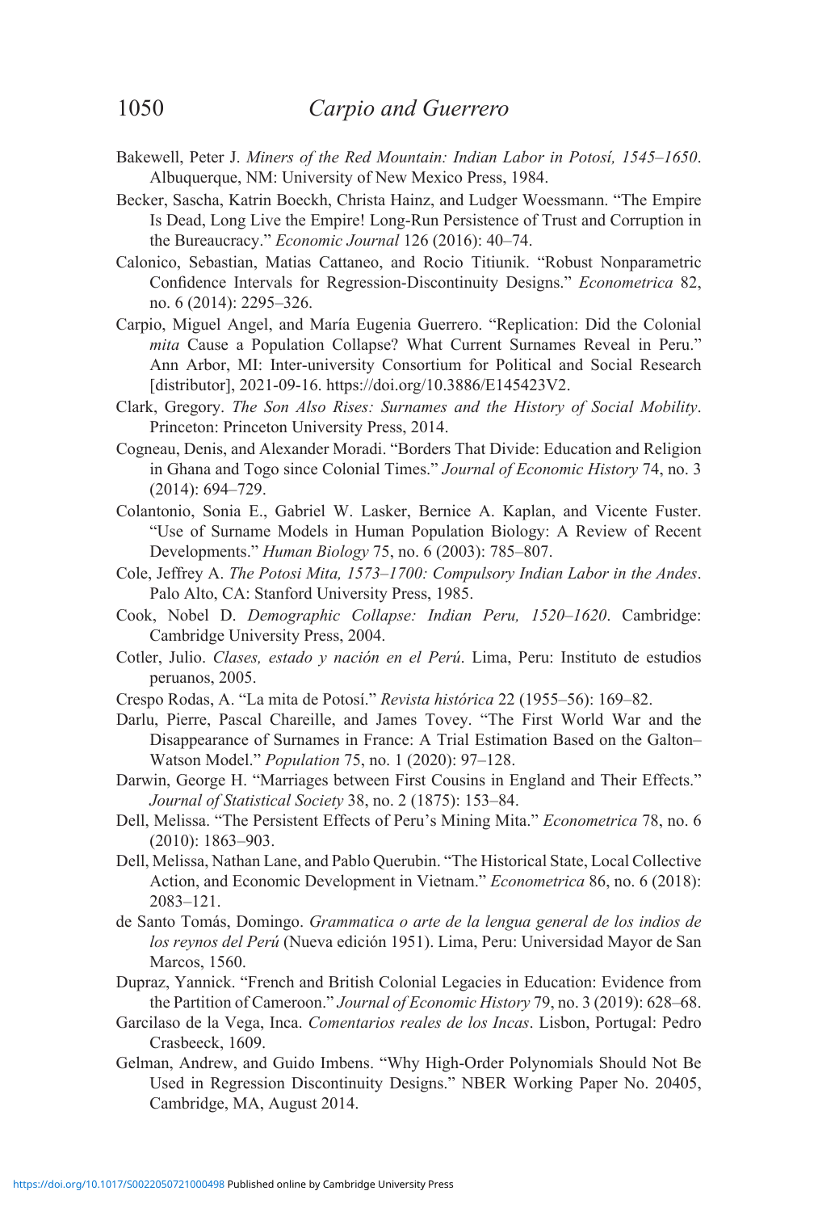Bakewell, Peter J. *Miners of the Red Mountain: Indian Labor in Potosí, 1545–1650*. Albuquerque, NM: University of New Mexico Press, 1984.

Becker, Sascha, Katrin Boeckh, Christa Hainz, and Ludger Woessmann. "The Empire Is Dead, Long Live the Empire! Long-Run Persistence of Trust and Corruption in the Bureaucracy." *Economic Journal* 126 (2016): 40–74.

Calonico, Sebastian, Matias Cattaneo, and Rocio Titiunik. "Robust Nonparametric Confidence Intervals for Regression-Discontinuity Designs." *Econometrica* 82, no. 6 (2014): 2295–326.

Carpio, Miguel Angel, and María Eugenia Guerrero. "Replication: Did the Colonial *mita* Cause a Population Collapse? What Current Surnames Reveal in Peru." Ann Arbor, MI: Inter-university Consortium for Political and Social Research [distributor], 2021-09-16. https://doi.org/10.3886/E145423V2.

Clark, Gregory. *The Son Also Rises: Surnames and the History of Social Mobility*. Princeton: Princeton University Press, 2014.

Cogneau, Denis, and Alexander Moradi. "Borders That Divide: Education and Religion in Ghana and Togo since Colonial Times." *Journal of Economic History* 74, no. 3 (2014): 694–729.

Colantonio, Sonia E., Gabriel W. Lasker, Bernice A. Kaplan, and Vicente Fuster. "Use of Surname Models in Human Population Biology: A Review of Recent Developments." *Human Biology* 75, no. 6 (2003): 785–807.

Cole, Jeffrey A. *The Potosi Mita, 1573–1700: Compulsory Indian Labor in the Andes*. Palo Alto, CA: Stanford University Press, 1985.

Cook, Nobel D. *Demographic Collapse: Indian Peru, 1520–1620*. Cambridge: Cambridge University Press, 2004.

Cotler, Julio. *Clases, estado y nación en el Perú*. Lima, Peru: Instituto de estudios peruanos, 2005.

Crespo Rodas, A. "La mita de Potosí." *Revista histórica* 22 (1955–56): 169–82.

Darlu, Pierre, Pascal Chareille, and James Tovey. "The First World War and the Disappearance of Surnames in France: A Trial Estimation Based on the Galton–Watson Model." *Population* 75, no. 1 (2020): 97–128.

Darwin, George H. "Marriages between First Cousins in England and Their Effects." *Journal of Statistical Society* 38, no. 2 (1875): 153–84.

Dell, Melissa. "The Persistent Effects of Peru's Mining Mita." *Econometrica* 78, no. 6 (2010): 1863–903.

Dell, Melissa, Nathan Lane, and Pablo Querubin. "The Historical State, Local Collective Action, and Economic Development in Vietnam." *Econometrica* 86, no. 6 (2018): 2083–121.

de Santo Tomás, Domingo. *Grammatica o arte de la lengua general de los indios de los reynos del Perú* (Nueva edición 1951). Lima, Peru: Universidad Mayor de San Marcos, 1560.

Dupraz, Yannick. "French and British Colonial Legacies in Education: Evidence from the Partition of Cameroon." *Journal of Economic History* 79, no. 3 (2019): 628–68.

Garcilaso de la Vega, Inca. *Comentarios reales de los Incas*. Lisbon, Portugal: Pedro Crasbeeck, 1609.

Gelman, Andrew, and Guido Imbens. "Why High-Order Polynomials Should Not Be Used in Regression Discontinuity Designs." NBER Working Paper No. 20405, Cambridge, MA, August 2014.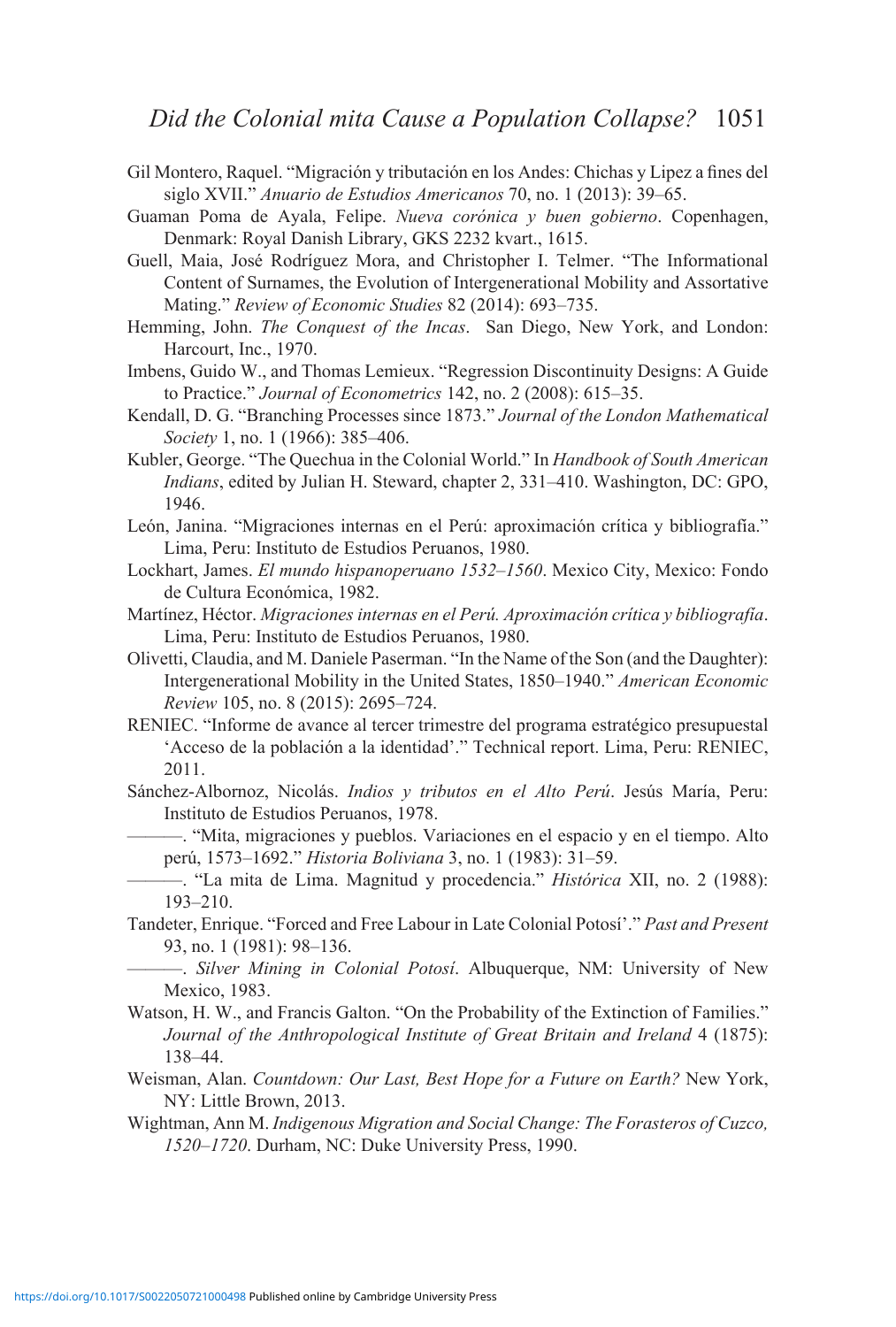Gil Montero, Raquel. "Migración y tributación en los Andes: Chichas y Lipez a fines del siglo XVII." *Anuario de Estudios Americanos* 70, no. 1 (2013): 39–65.

Guaman Poma de Ayala, Felipe. *Nueva corónica y buen gobierno*. Copenhagen, Denmark: Royal Danish Library, GKS 2232 kvart., 1615.

Guell, Maia, José Rodríguez Mora, and Christopher I. Telmer. "The Informational Content of Surnames, the Evolution of Intergenerational Mobility and Assortative Mating." *Review of Economic Studies* 82 (2014): 693–735.

Hemming, John. *The Conquest of the Incas*. San Diego, New York, and London: Harcourt, Inc., 1970.

Imbens, Guido W., and Thomas Lemieux. "Regression Discontinuity Designs: A Guide to Practice." *Journal of Econometrics* 142, no. 2 (2008): 615–35.

Kendall, D. G. "Branching Processes since 1873." *Journal of the London Mathematical Society* 1, no. 1 (1966): 385–406.

Kubler, George. "The Quechua in the Colonial World." In *Handbook of South American Indians*, edited by Julian H. Steward, chapter 2, 331–410. Washington, DC: GPO, 1946.

León, Janina. "Migraciones internas en el Perú: aproximación crítica y bibliografía." Lima, Peru: Instituto de Estudios Peruanos, 1980.

Lockhart, James. *El mundo hispanoperuano 1532–1560*. Mexico City, Mexico: Fondo de Cultura Económica, 1982.

Martínez, Héctor. *Migraciones internas en el Perú. Aproximación crítica y bibliografía*. Lima, Peru: Instituto de Estudios Peruanos, 1980.

Olivetti, Claudia, and M. Daniele Paserman. "In the Name of the Son (and the Daughter): Intergenerational Mobility in the United States, 1850–1940." *American Economic Review* 105, no. 8 (2015): 2695–724.

RENIEC. "Informe de avance al tercer trimestre del programa estratégico presupuestal 'Acceso de la población a la identidad'." Technical report. Lima, Peru: RENIEC, 2011.

Sánchez-Albornoz, Nicolás. *Indios y tributos en el Alto Perú*. Jesús María, Peru: Instituto de Estudios Peruanos, 1978.

———. "Mita, migraciones y pueblos. Variaciones en el espacio y en el tiempo. Alto perú, 1573–1692." *Historia Boliviana* 3, no. 1 (1983): 31–59.

———. "La mita de Lima. Magnitud y procedencia." *Histórica* XII, no. 2 (1988): 193–210.

Tandeter, Enrique. "Forced and Free Labour in Late Colonial Potosí'." *Past and Present* 93, no. 1 (1981): 98–136.

———. *Silver Mining in Colonial Potosí*. Albuquerque, NM: University of New Mexico, 1983.

Watson, H. W., and Francis Galton. "On the Probability of the Extinction of Families." *Journal of the Anthropological Institute of Great Britain and Ireland* 4 (1875): 138–44.

Weisman, Alan. *Countdown: Our Last, Best Hope for a Future on Earth?* New York, NY: Little Brown, 2013.

Wightman, Ann M. *Indigenous Migration and Social Change: The Forasteros of Cuzco, 1520–1720*. Durham, NC: Duke University Press, 1990.